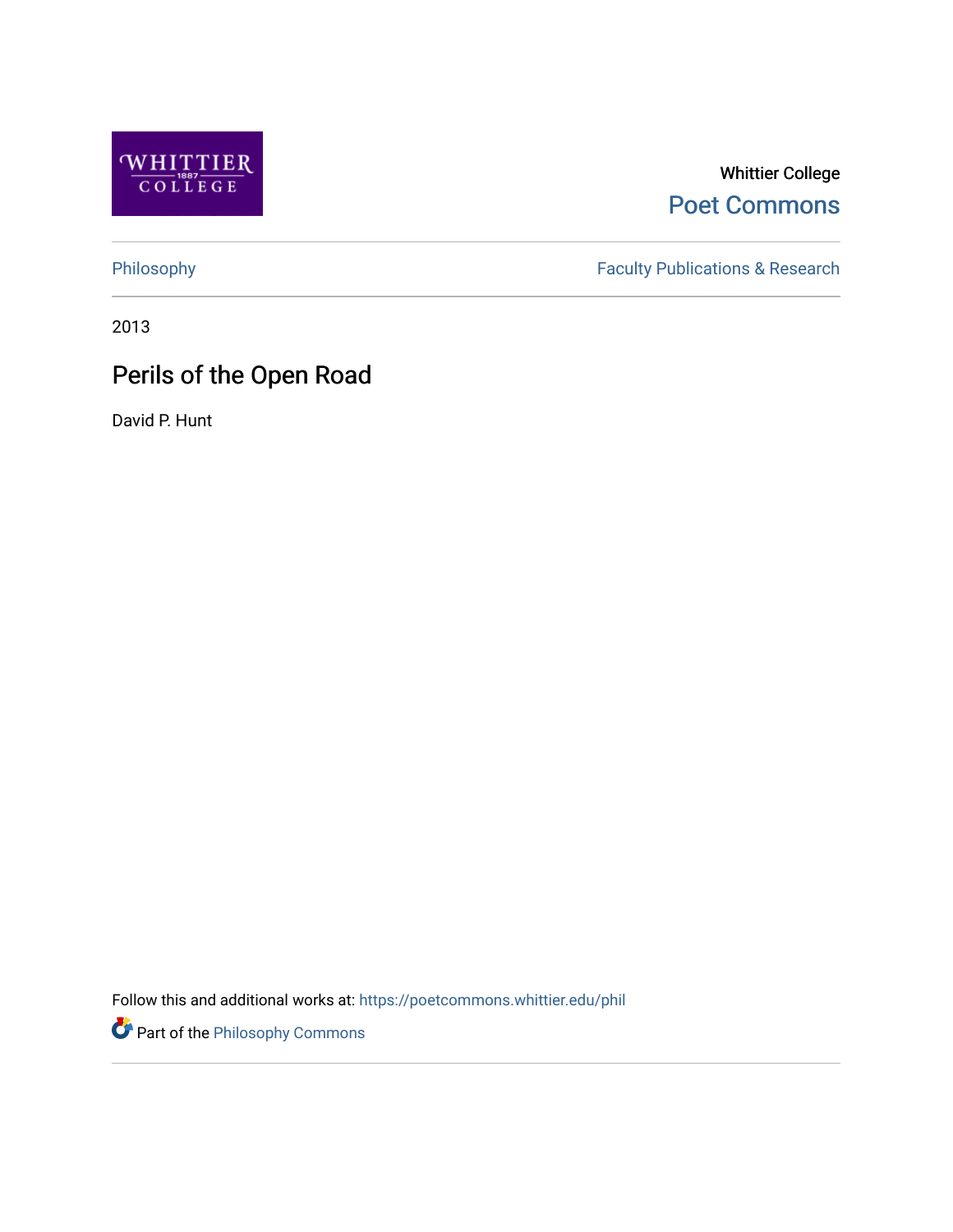Whittier College

Poet Commons

Philosophy

Faculty Publications & Research

2013

# Perils of the Open Road

David P. Hunt

Follow this and additional works at: https://poetcommons.whittier.edu/phil

Part of the Philosophy Commons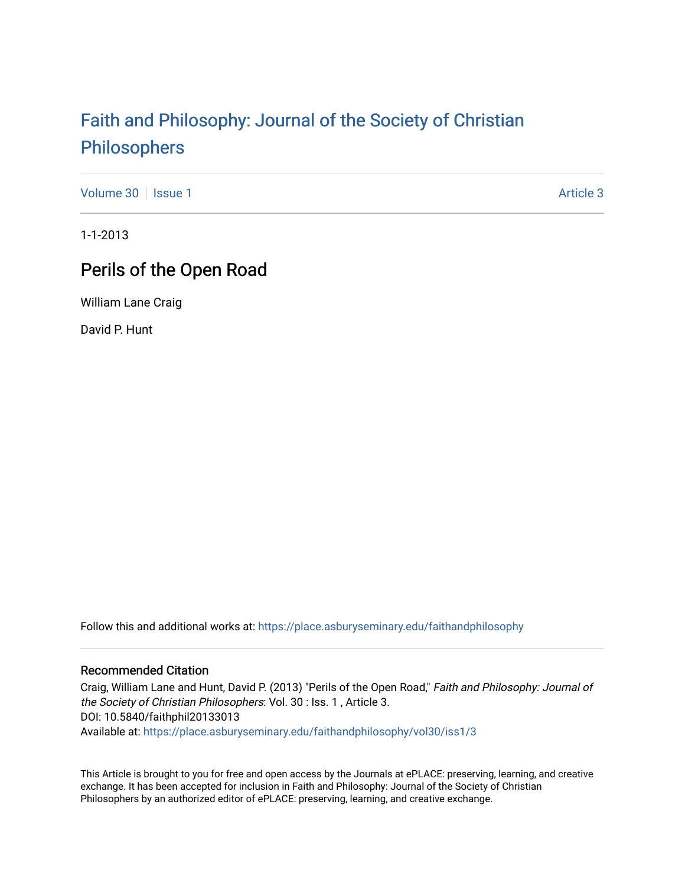# Faith and Philosophy: Journal of the Society of Christian Philosophers

Volume 30 | Issue 1 | Article 3

1-1-2013

## Perils of the Open Road

William Lane Craig

David P. Hunt

Follow this and additional works at: https://place.asburyseminary.edu/faithandphilosophy

### Recommended Citation

Craig, William Lane and Hunt, David P. (2013) "Perils of the Open Road," *Faith and Philosophy: Journal of the Society of Christian Philosophers*: Vol. 30 : Iss. 1 , Article 3.
DOI: 10.5840/faithphil20133013
Available at: https://place.asburyseminary.edu/faithandphilosophy/vol30/iss1/3

This Article is brought to you for free and open access by the Journals at ePLACE: preserving, learning, and creative exchange. It has been accepted for inclusion in Faith and Philosophy: Journal of the Society of Christian Philosophers by an authorized editor of ePLACE: preserving, learning, and creative exchange.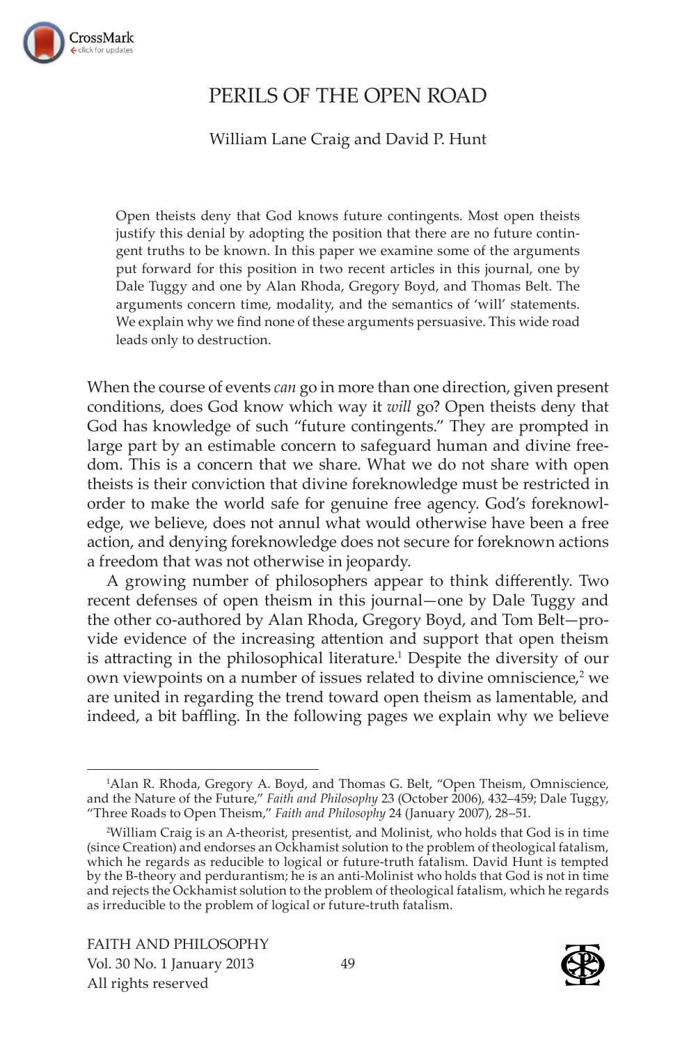# PERILS OF THE OPEN ROAD

William Lane Craig and David P. Hunt

> Open theists deny that God knows future contingents. Most open theists justify this denial by adopting the position that there are no future contingent truths to be known. In this paper we examine some of the arguments put forward for this position in two recent articles in this journal, one by Dale Tuggy and one by Alan Rhoda, Gregory Boyd, and Thomas Belt. The arguments concern time, modality, and the semantics of 'will' statements. We explain why we find none of these arguments persuasive. This wide road leads only to destruction.

When the course of events *can* go in more than one direction, given present conditions, does God know which way it *will* go? Open theists deny that God has knowledge of such "future contingents." They are prompted in large part by an estimable concern to safeguard human and divine freedom. This is a concern that we share. What we do not share with open theists is their conviction that divine foreknowledge must be restricted in order to make the world safe for genuine free agency. God's foreknowledge, we believe, does not annul what would otherwise have been a free action, and denying foreknowledge does not secure for foreknown actions a freedom that was not otherwise in jeopardy.

A growing number of philosophers appear to think differently. Two recent defenses of open theism in this journal—one by Dale Tuggy and the other co-authored by Alan Rhoda, Gregory Boyd, and Tom Belt—provide evidence of the increasing attention and support that open theism is attracting in the philosophical literature.[1] Despite the diversity of our own viewpoints on a number of issues related to divine omniscience,[2] we are united in regarding the trend toward open theism as lamentable, and indeed, a bit baffling. In the following pages we explain why we believe

---

[1] Alan R. Rhoda, Gregory A. Boyd, and Thomas G. Belt, "Open Theism, Omniscience, and the Nature of the Future," *Faith and Philosophy* 23 (October 2006), 432–459; Dale Tuggy, "Three Roads to Open Theism," *Faith and Philosophy* 24 (January 2007), 28–51.

[2] William Craig is an A-theorist, presentist, and Molinist, who holds that God is in time (since Creation) and endorses an Ockhamist solution to the problem of theological fatalism, which he regards as reducible to logical or future-truth fatalism. David Hunt is tempted by the B-theory and perdurantism; he is an anti-Molinist who holds that God is not in time and rejects the Ockhamist solution to the problem of theological fatalism, which he regards as irreducible to the problem of logical or future-truth fatalism.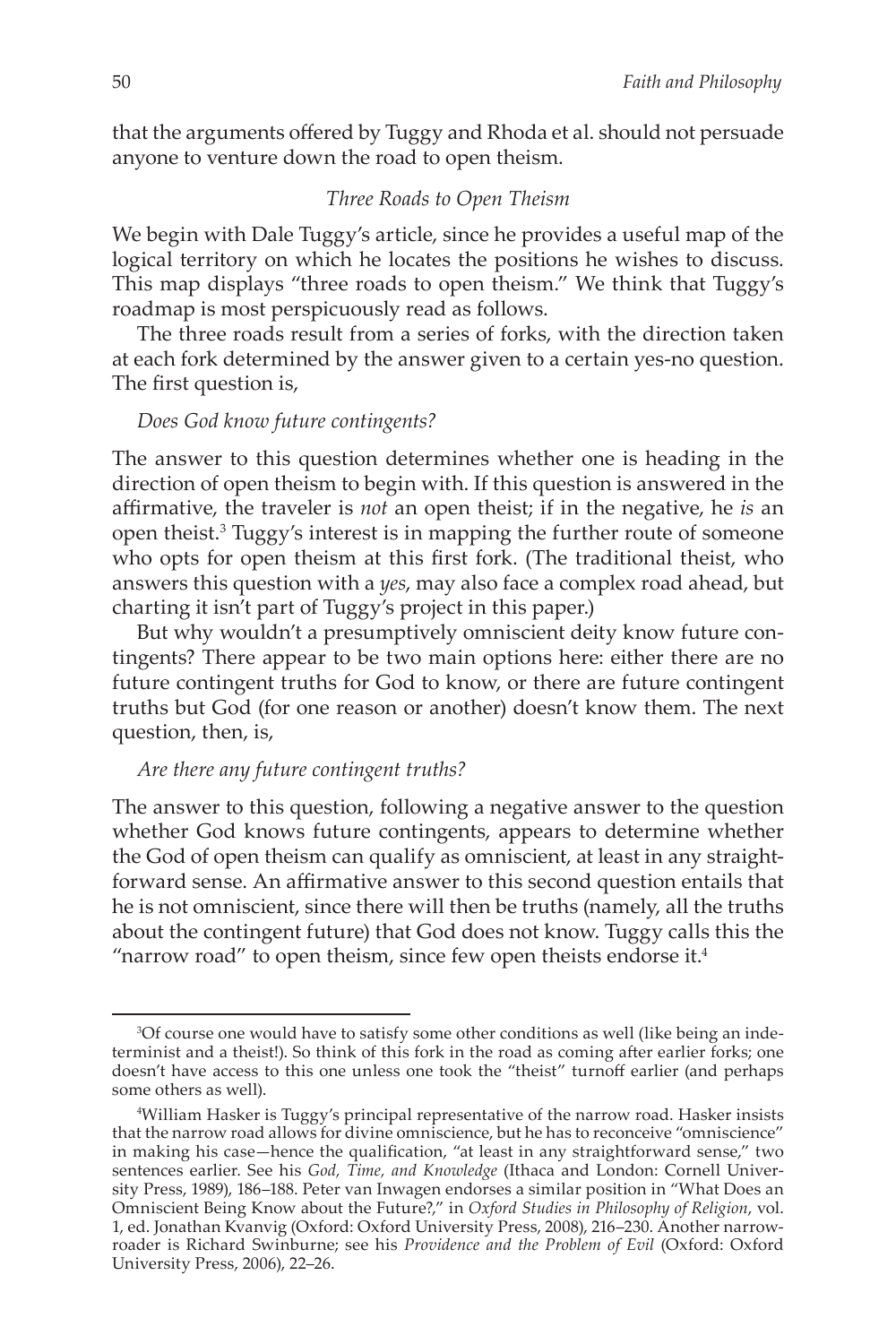that the arguments offered by Tuggy and Rhoda et al. should not persuade anyone to venture down the road to open theism.

## *Three Roads to Open Theism*

We begin with Dale Tuggy's article, since he provides a useful map of the logical territory on which he locates the positions he wishes to discuss. This map displays "three roads to open theism." We think that Tuggy's roadmap is most perspicuously read as follows.

The three roads result from a series of forks, with the direction taken at each fork determined by the answer given to a certain yes-no question. The first question is,

*Does God know future contingents?*

The answer to this question determines whether one is heading in the direction of open theism to begin with. If this question is answered in the affirmative, the traveler is *not* an open theist; if in the negative, he *is* an open theist.[3] Tuggy's interest is in mapping the further route of someone who opts for open theism at this first fork. (The traditional theist, who answers this question with a *yes*, may also face a complex road ahead, but charting it isn't part of Tuggy's project in this paper.)

But why wouldn't a presumptively omniscient deity know future contingents? There appear to be two main options here: either there are no future contingent truths for God to know, or there are future contingent truths but God (for one reason or another) doesn't know them. The next question, then, is,

*Are there any future contingent truths?*

The answer to this question, following a negative answer to the question whether God knows future contingents, appears to determine whether the God of open theism can qualify as omniscient, at least in any straightforward sense. An affirmative answer to this second question entails that he is not omniscient, since there will then be truths (namely, all the truths about the contingent future) that God does not know. Tuggy calls this the "narrow road" to open theism, since few open theists endorse it.[4]

---

[3]Of course one would have to satisfy some other conditions as well (like being an indeterminist and a theist!). So think of this fork in the road as coming after earlier forks; one doesn't have access to this one unless one took the "theist" turnoff earlier (and perhaps some others as well).

[4]William Hasker is Tuggy's principal representative of the narrow road. Hasker insists that the narrow road allows for divine omniscience, but he has to reconceive "omniscience" in making his case—hence the qualification, "at least in any straightforward sense," two sentences earlier. See his *God, Time, and Knowledge* (Ithaca and London: Cornell University Press, 1989), 186–188. Peter van Inwagen endorses a similar position in "What Does an Omniscient Being Know about the Future?," in *Oxford Studies in Philosophy of Religion*, vol. 1, ed. Jonathan Kvanvig (Oxford: Oxford University Press, 2008), 216–230. Another narrow-roader is Richard Swinburne; see his *Providence and the Problem of Evil* (Oxford: Oxford University Press, 2006), 22–26.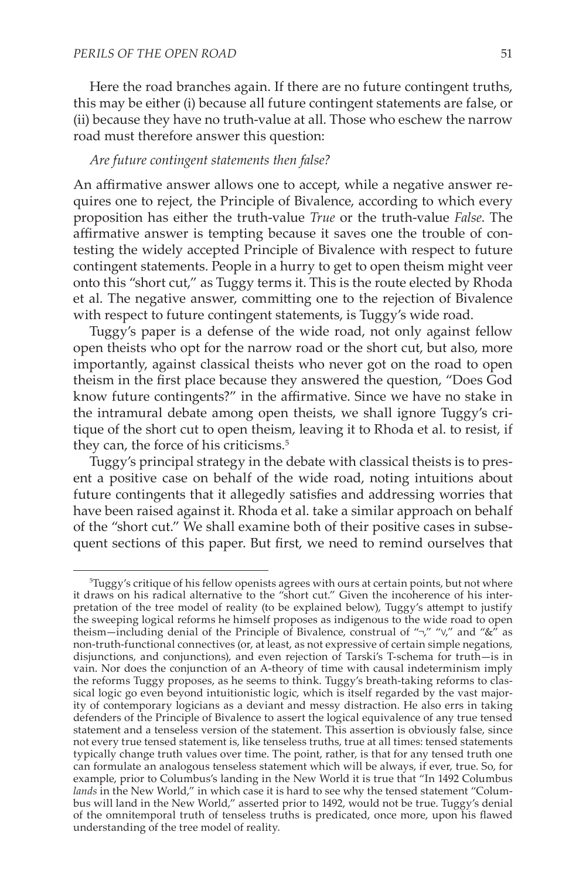Here the road branches again. If there are no future contingent truths, this may be either (i) because all future contingent statements are false, or (ii) because they have no truth-value at all. Those who eschew the narrow road must therefore answer this question:

*Are future contingent statements then false?*

An affirmative answer allows one to accept, while a negative answer requires one to reject, the Principle of Bivalence, according to which every proposition has either the truth-value *True* or the truth-value *False*. The affirmative answer is tempting because it saves one the trouble of contesting the widely accepted Principle of Bivalence with respect to future contingent statements. People in a hurry to get to open theism might veer onto this "short cut," as Tuggy terms it. This is the route elected by Rhoda et al. The negative answer, committing one to the rejection of Bivalence with respect to future contingent statements, is Tuggy's wide road.

Tuggy's paper is a defense of the wide road, not only against fellow open theists who opt for the narrow road or the short cut, but also, more importantly, against classical theists who never got on the road to open theism in the first place because they answered the question, "Does God know future contingents?" in the affirmative. Since we have no stake in the intramural debate among open theists, we shall ignore Tuggy's critique of the short cut to open theism, leaving it to Rhoda et al. to resist, if they can, the force of his criticisms.[5]

Tuggy's principal strategy in the debate with classical theists is to present a positive case on behalf of the wide road, noting intuitions about future contingents that it allegedly satisfies and addressing worries that have been raised against it. Rhoda et al. take a similar approach on behalf of the "short cut." We shall examine both of their positive cases in subsequent sections of this paper. But first, we need to remind ourselves that

---

[5]Tuggy's critique of his fellow openists agrees with ours at certain points, but not where it draws on his radical alternative to the "short cut." Given the incoherence of his interpretation of the tree model of reality (to be explained below), Tuggy's attempt to justify the sweeping logical reforms he himself proposes as indigenous to the wide road to open theism—including denial of the Principle of Bivalence, construal of "¬," "∨," and "&" as non-truth-functional connectives (or, at least, as not expressive of certain simple negations, disjunctions, and conjunctions), and even rejection of Tarski's T-schema for truth—is in vain. Nor does the conjunction of an A-theory of time with causal indeterminism imply the reforms Tuggy proposes, as he seems to think. Tuggy's breath-taking reforms to classical logic go even beyond intuitionistic logic, which is itself regarded by the vast majority of contemporary logicians as a deviant and messy distraction. He also errs in taking defenders of the Principle of Bivalence to assert the logical equivalence of any true tensed statement and a tenseless version of the statement. This assertion is obviously false, since not every true tensed statement is, like tenseless truths, true at all times: tensed statements typically change truth values over time. The point, rather, is that for any tensed truth one can formulate an analogous tenseless statement which will be always, if ever, true. So, for example, prior to Columbus's landing in the New World it is true that "In 1492 Columbus *lands* in the New World," in which case it is hard to see why the tensed statement "Columbus will land in the New World," asserted prior to 1492, would not be true. Tuggy's denial of the omnitemporal truth of tenseless truths is predicated, once more, upon his flawed understanding of the tree model of reality.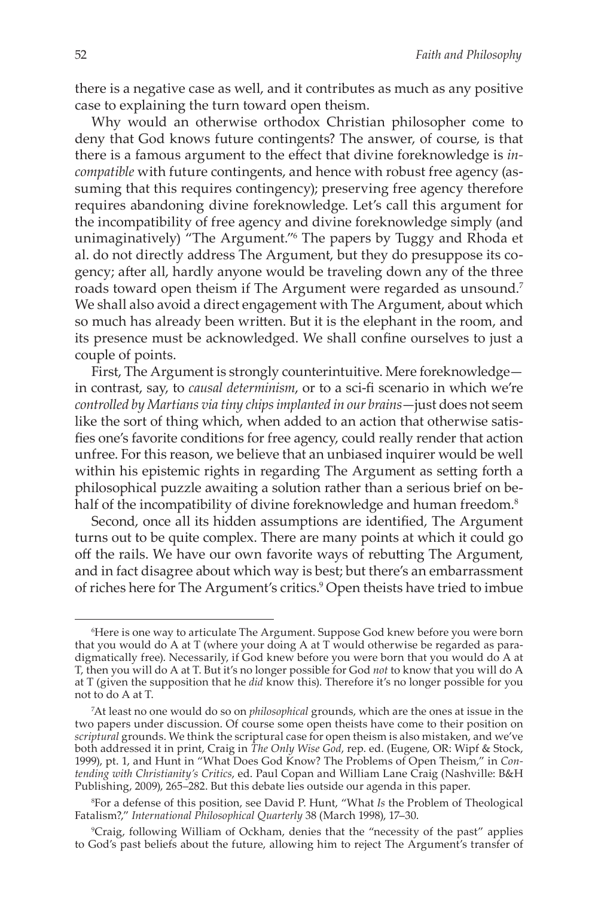there is a negative case as well, and it contributes as much as any positive case to explaining the turn toward open theism.

Why would an otherwise orthodox Christian philosopher come to deny that God knows future contingents? The answer, of course, is that there is a famous argument to the effect that divine foreknowledge is *incompatible* with future contingents, and hence with robust free agency (assuming that this requires contingency); preserving free agency therefore requires abandoning divine foreknowledge. Let's call this argument for the incompatibility of free agency and divine foreknowledge simply (and unimaginatively) "The Argument."[6] The papers by Tuggy and Rhoda et al. do not directly address The Argument, but they do presuppose its cogency; after all, hardly anyone would be traveling down any of the three roads toward open theism if The Argument were regarded as unsound.[7] We shall also avoid a direct engagement with The Argument, about which so much has already been written. But it is the elephant in the room, and its presence must be acknowledged. We shall confine ourselves to just a couple of points.

First, The Argument is strongly counterintuitive. Mere foreknowledge—in contrast, say, to *causal determinism*, or to a sci-fi scenario in which we're *controlled by Martians via tiny chips implanted in our brains*—just does not seem like the sort of thing which, when added to an action that otherwise satisfies one's favorite conditions for free agency, could really render that action unfree. For this reason, we believe that an unbiased inquirer would be well within his epistemic rights in regarding The Argument as setting forth a philosophical puzzle awaiting a solution rather than a serious brief on behalf of the incompatibility of divine foreknowledge and human freedom.[8]

Second, once all its hidden assumptions are identified, The Argument turns out to be quite complex. There are many points at which it could go off the rails. We have our own favorite ways of rebutting The Argument, and in fact disagree about which way is best; but there's an embarrassment of riches here for The Argument's critics.[9] Open theists have tried to imbue

---

[6]Here is one way to articulate The Argument. Suppose God knew before you were born that you would do A at T (where your doing A at T would otherwise be regarded as paradigmatically free). Necessarily, if God knew before you were born that you would do A at T, then you will do A at T. But it's no longer possible for God *not* to know that you will do A at T (given the supposition that he *did* know this). Therefore it's no longer possible for you not to do A at T.

[7]At least no one would do so on *philosophical* grounds, which are the ones at issue in the two papers under discussion. Of course some open theists have come to their position on *scriptural* grounds. We think the scriptural case for open theism is also mistaken, and we've both addressed it in print, Craig in *The Only Wise God*, rep. ed. (Eugene, OR: Wipf & Stock, 1999), pt. 1, and Hunt in "What Does God Know? The Problems of Open Theism," in *Contending with Christianity's Critics*, ed. Paul Copan and William Lane Craig (Nashville: B&H Publishing, 2009), 265–282. But this debate lies outside our agenda in this paper.

[8]For a defense of this position, see David P. Hunt, "What *Is* the Problem of Theological Fatalism?," *International Philosophical Quarterly* 38 (March 1998), 17–30.

[9]Craig, following William of Ockham, denies that the "necessity of the past" applies to God's past beliefs about the future, allowing him to reject The Argument's transfer of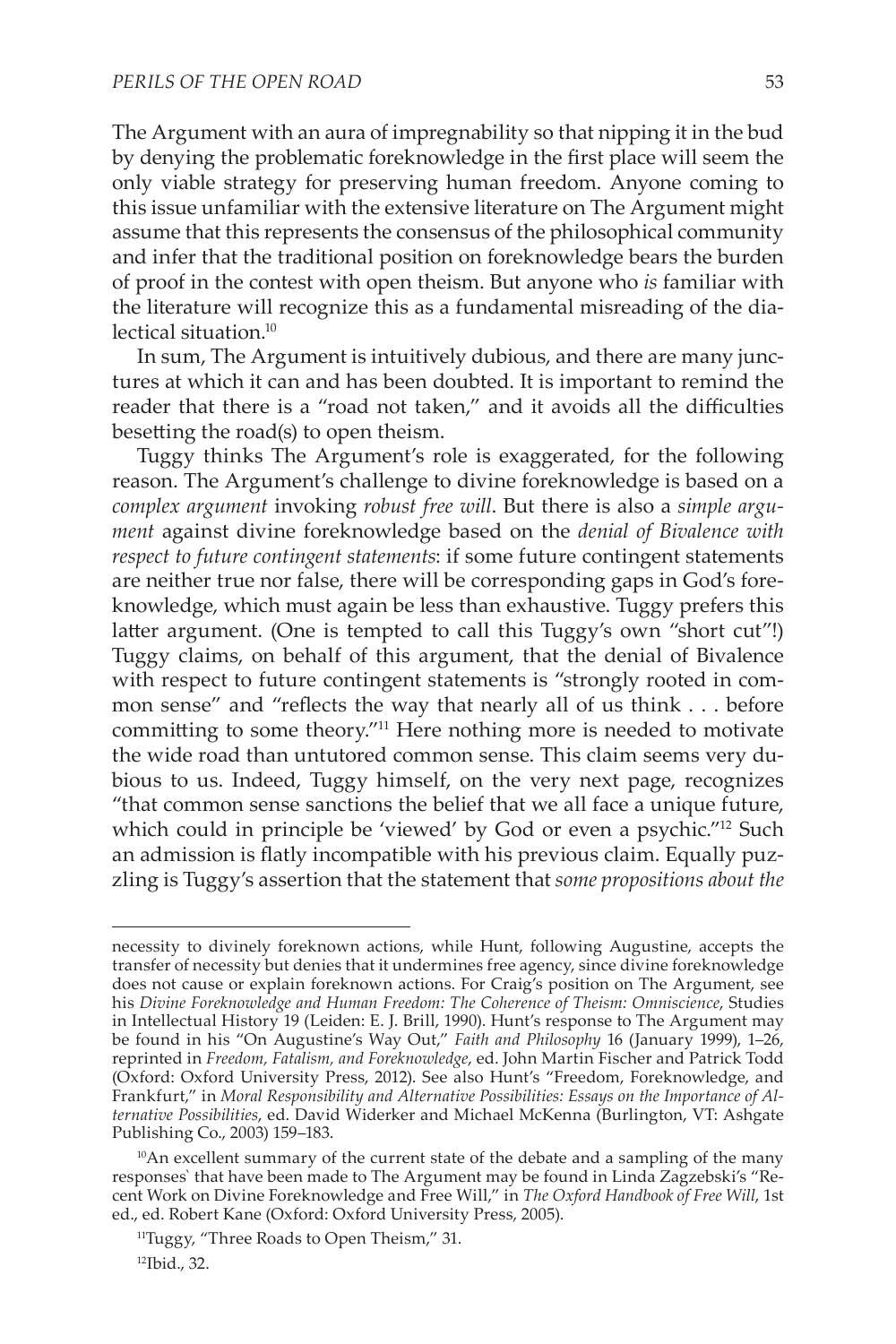The Argument with an aura of impregnability so that nipping it in the bud by denying the problematic foreknowledge in the first place will seem the only viable strategy for preserving human freedom. Anyone coming to this issue unfamiliar with the extensive literature on The Argument might assume that this represents the consensus of the philosophical community and infer that the traditional position on foreknowledge bears the burden of proof in the contest with open theism. But anyone who *is* familiar with the literature will recognize this as a fundamental misreading of the dialectical situation.[10]

In sum, The Argument is intuitively dubious, and there are many junctures at which it can and has been doubted. It is important to remind the reader that there is a "road not taken," and it avoids all the difficulties besetting the road(s) to open theism.

Tuggy thinks The Argument's role is exaggerated, for the following reason. The Argument's challenge to divine foreknowledge is based on a *complex argument* invoking *robust free will*. But there is also a *simple argument* against divine foreknowledge based on the *denial of Bivalence with respect to future contingent statements*: if some future contingent statements are neither true nor false, there will be corresponding gaps in God's foreknowledge, which must again be less than exhaustive. Tuggy prefers this latter argument. (One is tempted to call this Tuggy's own "short cut"!) Tuggy claims, on behalf of this argument, that the denial of Bivalence with respect to future contingent statements is "strongly rooted in common sense" and "reflects the way that nearly all of us think . . . before committing to some theory."[11] Here nothing more is needed to motivate the wide road than untutored common sense. This claim seems very dubious to us. Indeed, Tuggy himself, on the very next page, recognizes "that common sense sanctions the belief that we all face a unique future, which could in principle be 'viewed' by God or even a psychic."[12] Such an admission is flatly incompatible with his previous claim. Equally puzzling is Tuggy's assertion that the statement that *some propositions about the*

---

necessity to divinely foreknown actions, while Hunt, following Augustine, accepts the transfer of necessity but denies that it undermines free agency, since divine foreknowledge does not cause or explain foreknown actions. For Craig's position on The Argument, see his *Divine Foreknowledge and Human Freedom: The Coherence of Theism: Omniscience*, Studies in Intellectual History 19 (Leiden: E. J. Brill, 1990). Hunt's response to The Argument may be found in his "On Augustine's Way Out," *Faith and Philosophy* 16 (January 1999), 1–26, reprinted in *Freedom, Fatalism, and Foreknowledge*, ed. John Martin Fischer and Patrick Todd (Oxford: Oxford University Press, 2012). See also Hunt's "Freedom, Foreknowledge, and Frankfurt," in *Moral Responsibility and Alternative Possibilities: Essays on the Importance of Alternative Possibilities*, ed. David Widerker and Michael McKenna (Burlington, VT: Ashgate Publishing Co., 2003) 159–183.

[10]An excellent summary of the current state of the debate and a sampling of the many responses` that have been made to The Argument may be found in Linda Zagzebski's "Recent Work on Divine Foreknowledge and Free Will," in *The Oxford Handbook of Free Will*, 1st ed., ed. Robert Kane (Oxford: Oxford University Press, 2005).

[11]Tuggy, "Three Roads to Open Theism," 31.

[12]Ibid., 32.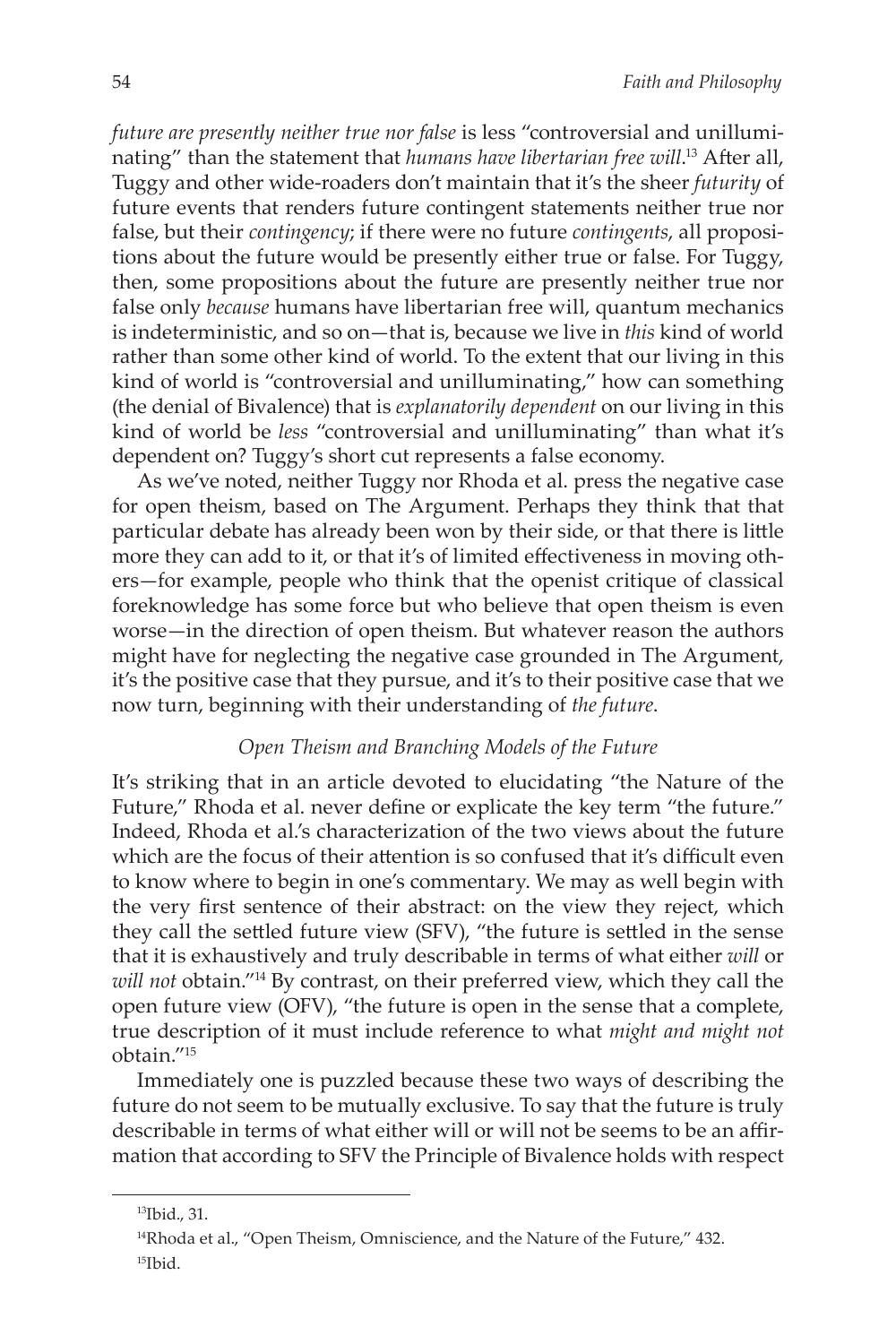*future are presently neither true nor false* is less "controversial and unilluminating" than the statement that *humans have libertarian free will*.[13] After all, Tuggy and other wide-roaders don't maintain that it's the sheer *futurity* of future events that renders future contingent statements neither true nor false, but their *contingency*; if there were no future *contingents*, all propositions about the future would be presently either true or false. For Tuggy, then, some propositions about the future are presently neither true nor false only *because* humans have libertarian free will, quantum mechanics is indeterministic, and so on—that is, because we live in *this* kind of world rather than some other kind of world. To the extent that our living in this kind of world is "controversial and unilluminating," how can something (the denial of Bivalence) that is *explanatorily dependent* on our living in this kind of world be *less* "controversial and unilluminating" than what it's dependent on? Tuggy's short cut represents a false economy.

As we've noted, neither Tuggy nor Rhoda et al. press the negative case for open theism, based on The Argument. Perhaps they think that that particular debate has already been won by their side, or that there is little more they can add to it, or that it's of limited effectiveness in moving others—for example, people who think that the openist critique of classical foreknowledge has some force but who believe that open theism is even worse—in the direction of open theism. But whatever reason the authors might have for neglecting the negative case grounded in The Argument, it's the positive case that they pursue, and it's to their positive case that we now turn, beginning with their understanding of *the future*.

### *Open Theism and Branching Models of the Future*

It's striking that in an article devoted to elucidating "the Nature of the Future," Rhoda et al. never define or explicate the key term "the future." Indeed, Rhoda et al.'s characterization of the two views about the future which are the focus of their attention is so confused that it's difficult even to know where to begin in one's commentary. We may as well begin with the very first sentence of their abstract: on the view they reject, which they call the settled future view (SFV), "the future is settled in the sense that it is exhaustively and truly describable in terms of what either *will* or *will not* obtain."[14] By contrast, on their preferred view, which they call the open future view (OFV), "the future is open in the sense that a complete, true description of it must include reference to what *might and might not* obtain."[15]

Immediately one is puzzled because these two ways of describing the future do not seem to be mutually exclusive. To say that the future is truly describable in terms of what either will or will not be seems to be an affirmation that according to SFV the Principle of Bivalence holds with respect

---

[13] Ibid., 31.

[14] Rhoda et al., "Open Theism, Omniscience, and the Nature of the Future," 432.

[15] Ibid.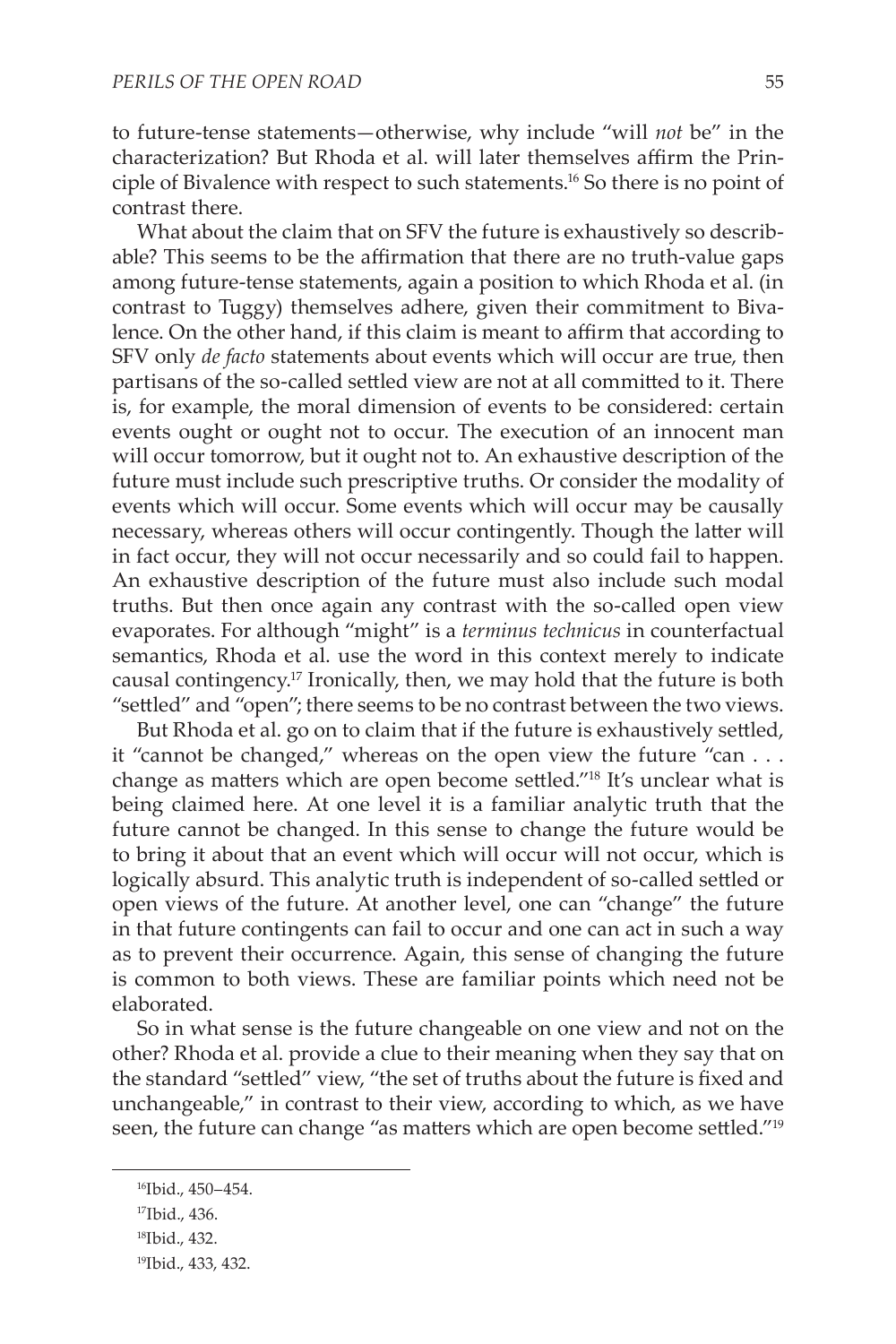to future-tense statements—otherwise, why include "will *not* be" in the characterization? But Rhoda et al. will later themselves affirm the Principle of Bivalence with respect to such statements.[16] So there is no point of contrast there.

What about the claim that on SFV the future is exhaustively so describable? This seems to be the affirmation that there are no truth-value gaps among future-tense statements, again a position to which Rhoda et al. (in contrast to Tuggy) themselves adhere, given their commitment to Bivalence. On the other hand, if this claim is meant to affirm that according to SFV only *de facto* statements about events which will occur are true, then partisans of the so-called settled view are not at all committed to it. There is, for example, the moral dimension of events to be considered: certain events ought or ought not to occur. The execution of an innocent man will occur tomorrow, but it ought not to. An exhaustive description of the future must include such prescriptive truths. Or consider the modality of events which will occur. Some events which will occur may be causally necessary, whereas others will occur contingently. Though the latter will in fact occur, they will not occur necessarily and so could fail to happen. An exhaustive description of the future must also include such modal truths. But then once again any contrast with the so-called open view evaporates. For although "might" is a *terminus technicus* in counterfactual semantics, Rhoda et al. use the word in this context merely to indicate causal contingency.[17] Ironically, then, we may hold that the future is both "settled" and "open"; there seems to be no contrast between the two views.

But Rhoda et al. go on to claim that if the future is exhaustively settled, it "cannot be changed," whereas on the open view the future "can . . . change as matters which are open become settled."[18] It's unclear what is being claimed here. At one level it is a familiar analytic truth that the future cannot be changed. In this sense to change the future would be to bring it about that an event which will occur will not occur, which is logically absurd. This analytic truth is independent of so-called settled or open views of the future. At another level, one can "change" the future in that future contingents can fail to occur and one can act in such a way as to prevent their occurrence. Again, this sense of changing the future is common to both views. These are familiar points which need not be elaborated.

So in what sense is the future changeable on one view and not on the other? Rhoda et al. provide a clue to their meaning when they say that on the standard "settled" view, "the set of truths about the future is fixed and unchangeable," in contrast to their view, according to which, as we have seen, the future can change "as matters which are open become settled."[19]

---

[16] Ibid., 450–454.

[17] Ibid., 436.

[18] Ibid., 432.

[19] Ibid., 433, 432.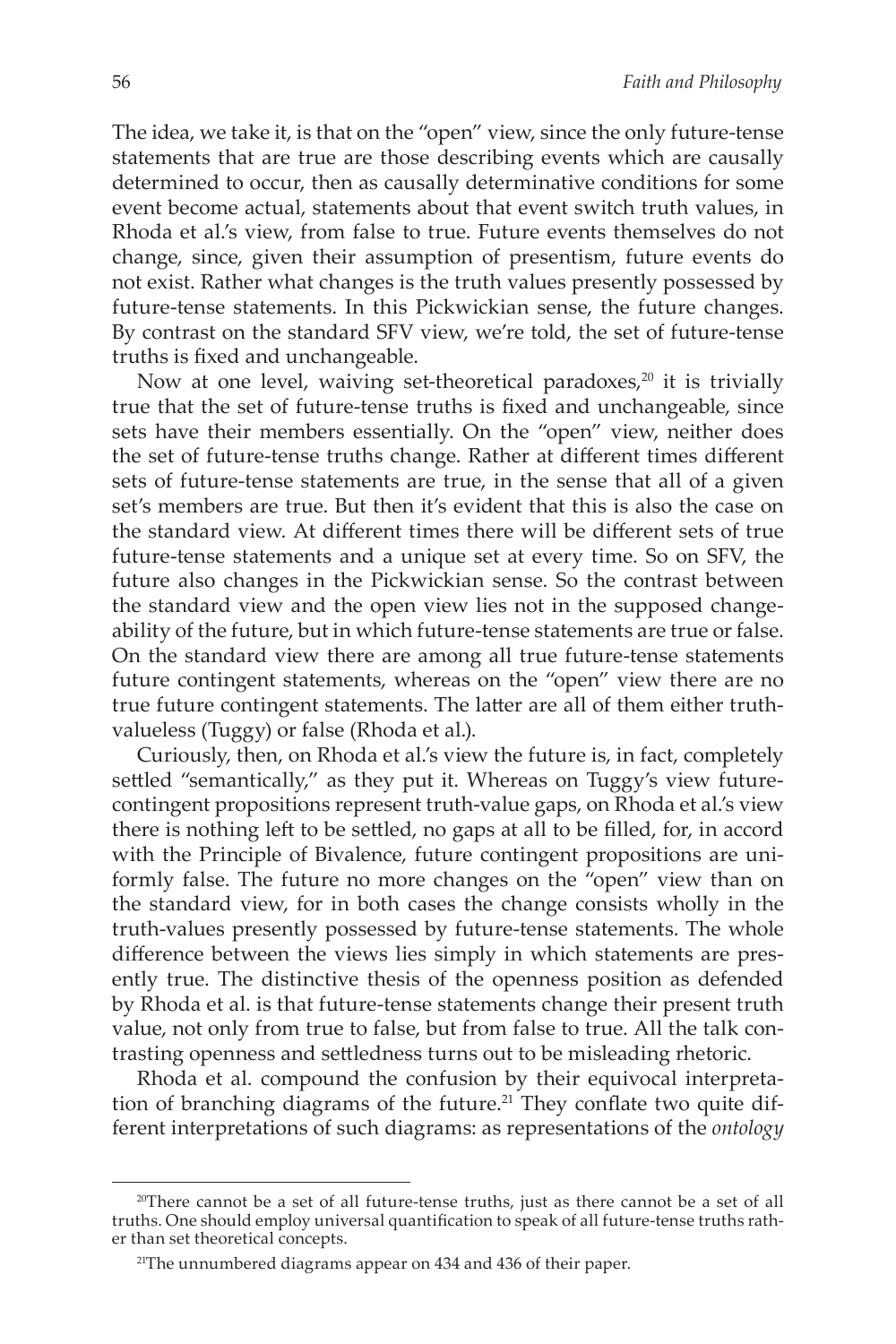The idea, we take it, is that on the "open" view, since the only future-tense statements that are true are those describing events which are causally determined to occur, then as causally determinative conditions for some event become actual, statements about that event switch truth values, in Rhoda et al.'s view, from false to true. Future events themselves do not change, since, given their assumption of presentism, future events do not exist. Rather what changes is the truth values presently possessed by future-tense statements. In this Pickwickian sense, the future changes. By contrast on the standard SFV view, we're told, the set of future-tense truths is fixed and unchangeable.

Now at one level, waiving set-theoretical paradoxes,[20] it is trivially true that the set of future-tense truths is fixed and unchangeable, since sets have their members essentially. On the "open" view, neither does the set of future-tense truths change. Rather at different times different sets of future-tense statements are true, in the sense that all of a given set's members are true. But then it's evident that this is also the case on the standard view. At different times there will be different sets of true future-tense statements and a unique set at every time. So on SFV, the future also changes in the Pickwickian sense. So the contrast between the standard view and the open view lies not in the supposed changeability of the future, but in which future-tense statements are true or false. On the standard view there are among all true future-tense statements future contingent statements, whereas on the "open" view there are no true future contingent statements. The latter are all of them either truth-valueless (Tuggy) or false (Rhoda et al.).

Curiously, then, on Rhoda et al.'s view the future is, in fact, completely settled "semantically," as they put it. Whereas on Tuggy's view future-contingent propositions represent truth-value gaps, on Rhoda et al.'s view there is nothing left to be settled, no gaps at all to be filled, for, in accord with the Principle of Bivalence, future contingent propositions are uniformly false. The future no more changes on the "open" view than on the standard view, for in both cases the change consists wholly in the truth-values presently possessed by future-tense statements. The whole difference between the views lies simply in which statements are presently true. The distinctive thesis of the openness position as defended by Rhoda et al. is that future-tense statements change their present truth value, not only from true to false, but from false to true. All the talk contrasting openness and settledness turns out to be misleading rhetoric.

Rhoda et al. compound the confusion by their equivocal interpretation of branching diagrams of the future.[21] They conflate two quite different interpretations of such diagrams: as representations of the *ontology*

---

[20] There cannot be a set of all future-tense truths, just as there cannot be a set of all truths. One should employ universal quantification to speak of all future-tense truths rather than set theoretical concepts.

[21] The unnumbered diagrams appear on 434 and 436 of their paper.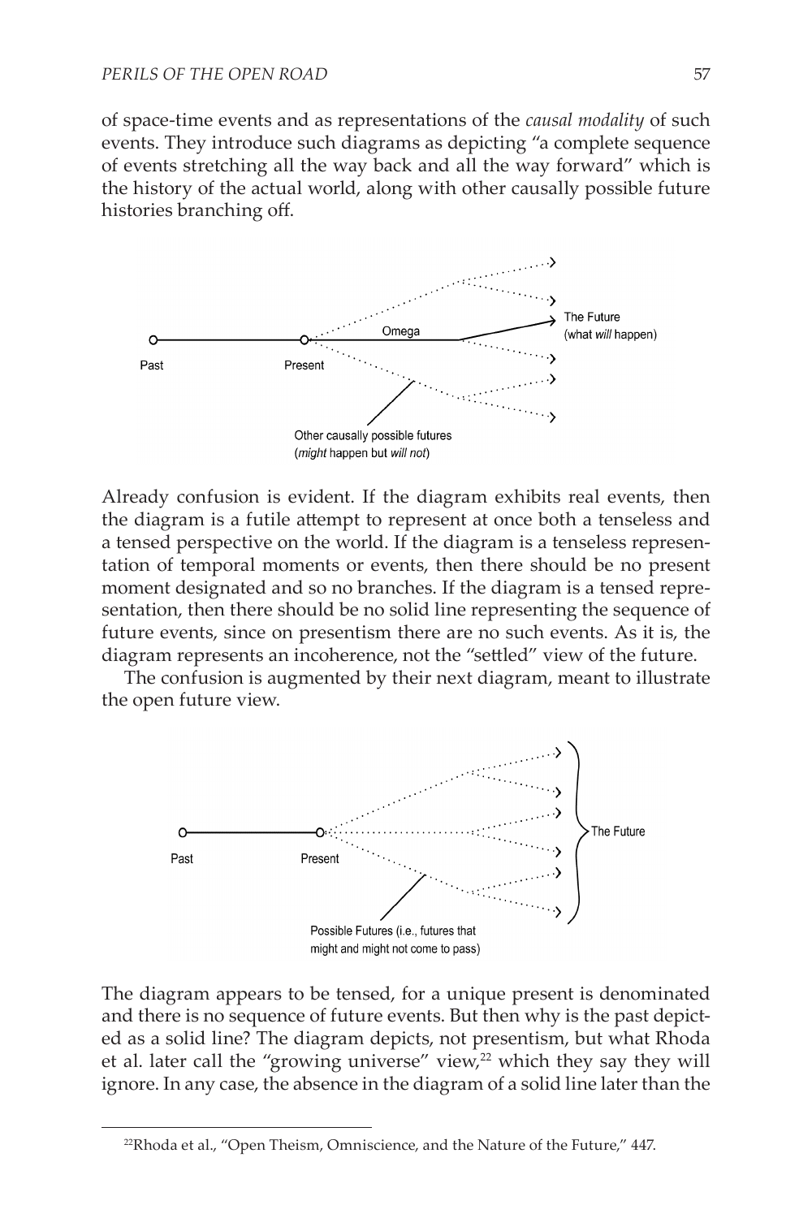of space-time events and as representations of the *causal modality* of such events. They introduce such diagrams as depicting "a complete sequence of events stretching all the way back and all the way forward" which is the history of the actual world, along with other causally possible future histories branching off.

Past — Present — Omega — The Future (what *will* happen)

Other causally possible futures (*might* happen but *will not*)

Already confusion is evident. If the diagram exhibits real events, then the diagram is a futile attempt to represent at once both a tenseless and a tensed perspective on the world. If the diagram is a tenseless representation of temporal moments or events, then there should be no present moment designated and so no branches. If the diagram is a tensed representation, then there should be no solid line representing the sequence of future events, since on presentism there are no such events. As it is, the diagram represents an incoherence, not the "settled" view of the future.

The confusion is augmented by their next diagram, meant to illustrate the open future view.

Past — Present — The Future

Possible Futures (i.e., futures that might and might not come to pass)

The diagram appears to be tensed, for a unique present is denominated and there is no sequence of future events. But then why is the past depicted as a solid line? The diagram depicts, not presentism, but what Rhoda et al. later call the "growing universe" view,[22] which they say they will ignore. In any case, the absence in the diagram of a solid line later than the

[22] Rhoda et al., "Open Theism, Omniscience, and the Nature of the Future," 447.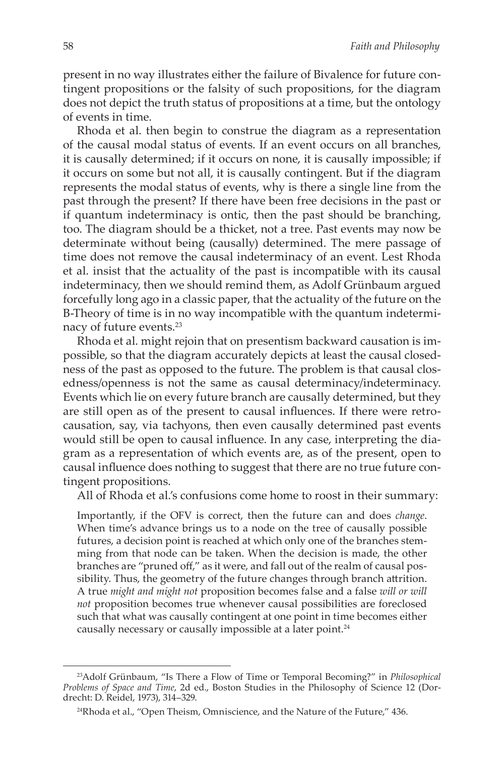present in no way illustrates either the failure of Bivalence for future contingent propositions or the falsity of such propositions, for the diagram does not depict the truth status of propositions at a time, but the ontology of events in time.

Rhoda et al. then begin to construe the diagram as a representation of the causal modal status of events. If an event occurs on all branches, it is causally determined; if it occurs on none, it is causally impossible; if it occurs on some but not all, it is causally contingent. But if the diagram represents the modal status of events, why is there a single line from the past through the present? If there have been free decisions in the past or if quantum indeterminacy is ontic, then the past should be branching, too. The diagram should be a thicket, not a tree. Past events may now be determinate without being (causally) determined. The mere passage of time does not remove the causal indeterminacy of an event. Lest Rhoda et al. insist that the actuality of the past is incompatible with its causal indeterminacy, then we should remind them, as Adolf Grünbaum argued forcefully long ago in a classic paper, that the actuality of the future on the B-Theory of time is in no way incompatible with the quantum indeterminacy of future events.[23]

Rhoda et al. might rejoin that on presentism backward causation is impossible, so that the diagram accurately depicts at least the causal closedness of the past as opposed to the future. The problem is that causal closedness/openness is not the same as causal determinacy/indeterminacy. Events which lie on every future branch are causally determined, but they are still open as of the present to causal influences. If there were retrocausation, say, via tachyons, then even causally determined past events would still be open to causal influence. In any case, interpreting the diagram as a representation of which events are, as of the present, open to causal influence does nothing to suggest that there are no true future contingent propositions.

All of Rhoda et al.'s confusions come home to roost in their summary:

> Importantly, if the OFV is correct, then the future can and does *change*. When time's advance brings us to a node on the tree of causally possible futures, a decision point is reached at which only one of the branches stemming from that node can be taken. When the decision is made, the other branches are "pruned off," as it were, and fall out of the realm of causal possibility. Thus, the geometry of the future changes through branch attrition. A true *might and might not* proposition becomes false and a false *will or will not* proposition becomes true whenever causal possibilities are foreclosed such that what was causally contingent at one point in time becomes either causally necessary or causally impossible at a later point.[24]

---

[23] Adolf Grünbaum, "Is There a Flow of Time or Temporal Becoming?" in *Philosophical Problems of Space and Time*, 2d ed., Boston Studies in the Philosophy of Science 12 (Dordrecht: D. Reidel, 1973), 314–329.

[24] Rhoda et al., "Open Theism, Omniscience, and the Nature of the Future," 436.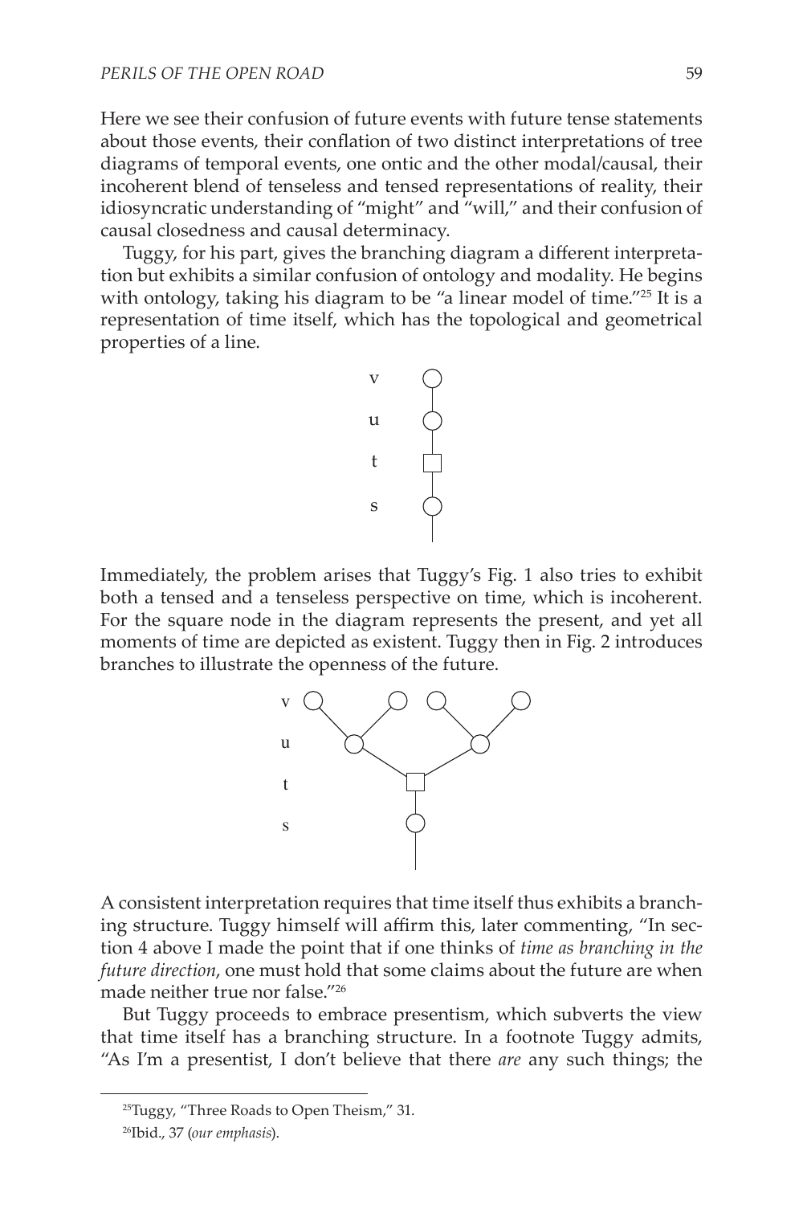Here we see their confusion of future events with future tense statements about those events, their conflation of two distinct interpretations of tree diagrams of temporal events, one ontic and the other modal/causal, their incoherent blend of tenseless and tensed representations of reality, their idiosyncratic understanding of "might" and "will," and their confusion of causal closedness and causal determinacy.

Tuggy, for his part, gives the branching diagram a different interpretation but exhibits a similar confusion of ontology and modality. He begins with ontology, taking his diagram to be "a linear model of time."[25] It is a representation of time itself, which has the topological and geometrical properties of a line.

Immediately, the problem arises that Tuggy's Fig. 1 also tries to exhibit both a tensed and a tenseless perspective on time, which is incoherent. For the square node in the diagram represents the present, and yet all moments of time are depicted as existent. Tuggy then in Fig. 2 introduces branches to illustrate the openness of the future.

A consistent interpretation requires that time itself thus exhibits a branching structure. Tuggy himself will affirm this, later commenting, "In section 4 above I made the point that if one thinks of *time as branching in the future direction*, one must hold that some claims about the future are when made neither true nor false."[26]

But Tuggy proceeds to embrace presentism, which subverts the view that time itself has a branching structure. In a footnote Tuggy admits, "As I'm a presentist, I don't believe that there *are* any such things; the

[25] Tuggy, "Three Roads to Open Theism," 31.

[26] Ibid., 37 (*our emphasis*).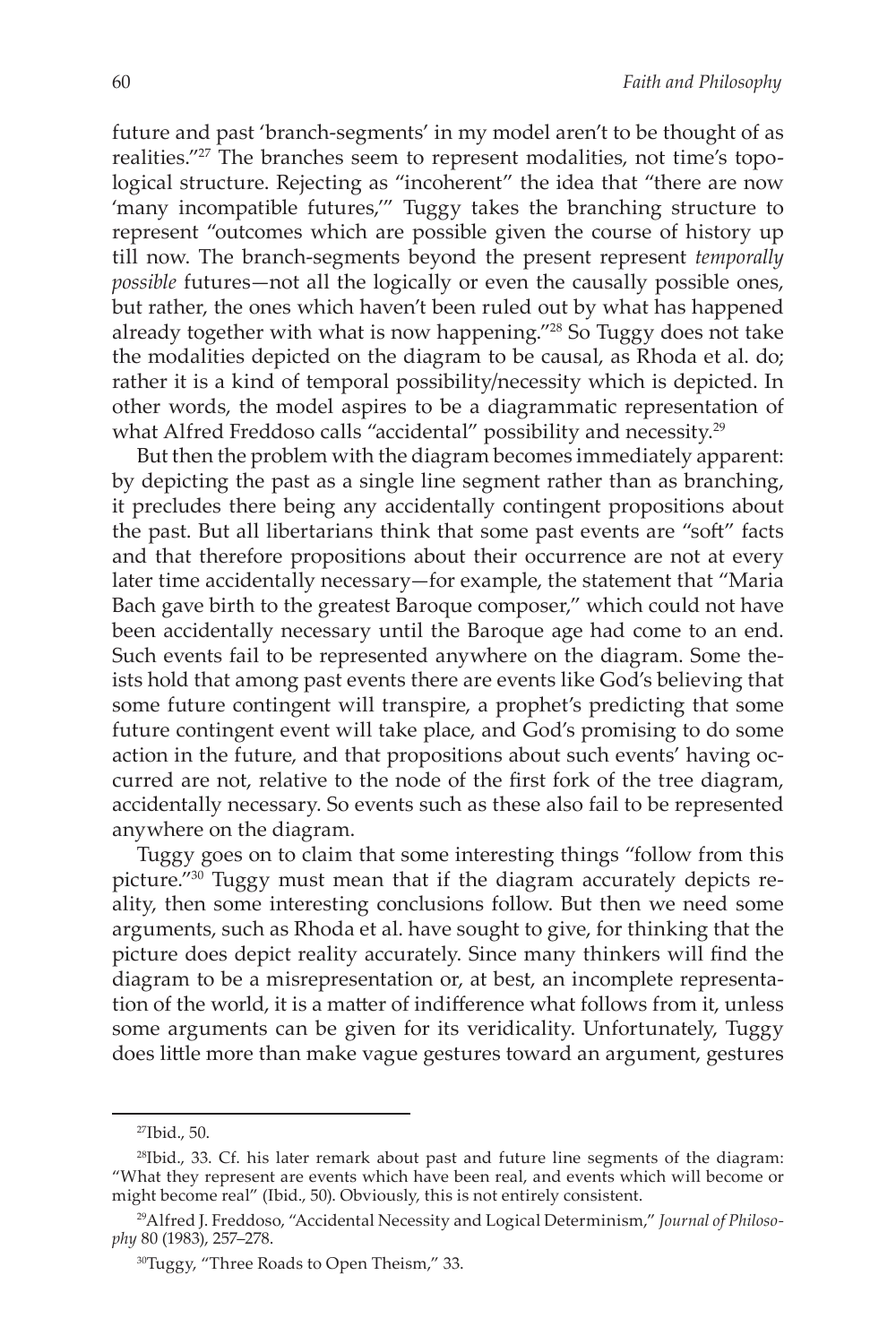future and past 'branch-segments' in my model aren't to be thought of as realities."[27] The branches seem to represent modalities, not time's topological structure. Rejecting as "incoherent" the idea that "there are now 'many incompatible futures,'" Tuggy takes the branching structure to represent "outcomes which are possible given the course of history up till now. The branch-segments beyond the present represent *temporally possible* futures—not all the logically or even the causally possible ones, but rather, the ones which haven't been ruled out by what has happened already together with what is now happening."[28] So Tuggy does not take the modalities depicted on the diagram to be causal, as Rhoda et al. do; rather it is a kind of temporal possibility/necessity which is depicted. In other words, the model aspires to be a diagrammatic representation of what Alfred Freddoso calls "accidental" possibility and necessity.[29]

But then the problem with the diagram becomes immediately apparent: by depicting the past as a single line segment rather than as branching, it precludes there being any accidentally contingent propositions about the past. But all libertarians think that some past events are "soft" facts and that therefore propositions about their occurrence are not at every later time accidentally necessary—for example, the statement that "Maria Bach gave birth to the greatest Baroque composer," which could not have been accidentally necessary until the Baroque age had come to an end. Such events fail to be represented anywhere on the diagram. Some theists hold that among past events there are events like God's believing that some future contingent will transpire, a prophet's predicting that some future contingent event will take place, and God's promising to do some action in the future, and that propositions about such events' having occurred are not, relative to the node of the first fork of the tree diagram, accidentally necessary. So events such as these also fail to be represented anywhere on the diagram.

Tuggy goes on to claim that some interesting things "follow from this picture."[30] Tuggy must mean that if the diagram accurately depicts reality, then some interesting conclusions follow. But then we need some arguments, such as Rhoda et al. have sought to give, for thinking that the picture does depict reality accurately. Since many thinkers will find the diagram to be a misrepresentation or, at best, an incomplete representation of the world, it is a matter of indifference what follows from it, unless some arguments can be given for its veridicality. Unfortunately, Tuggy does little more than make vague gestures toward an argument, gestures

---

[27]Ibid., 50.

[28]Ibid., 33. Cf. his later remark about past and future line segments of the diagram: "What they represent are events which have been real, and events which will become or might become real" (Ibid., 50). Obviously, this is not entirely consistent.

[29]Alfred J. Freddoso, "Accidental Necessity and Logical Determinism," *Journal of Philosophy* 80 (1983), 257–278.

[30]Tuggy, "Three Roads to Open Theism," 33.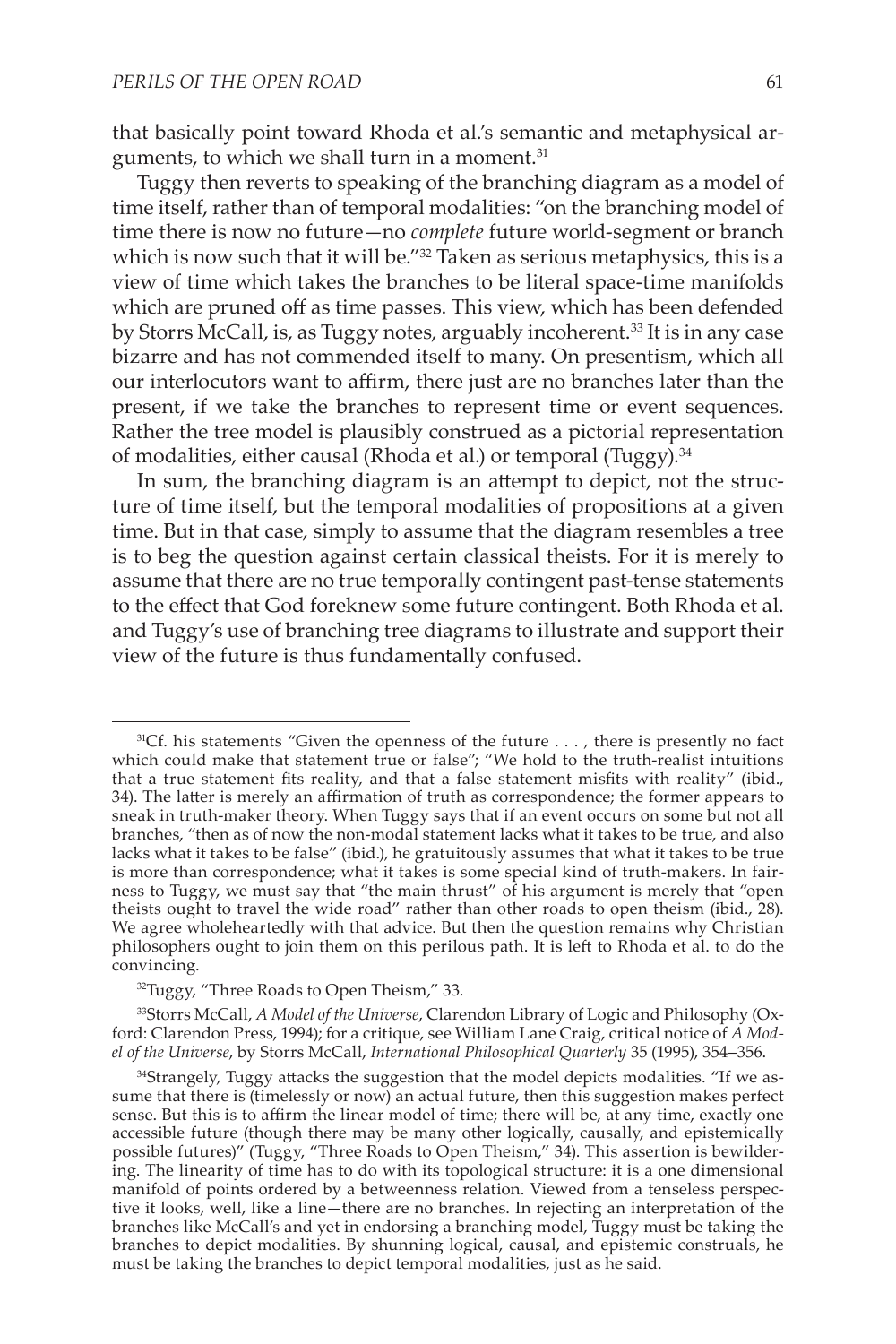that basically point toward Rhoda et al.'s semantic and metaphysical arguments, to which we shall turn in a moment.[31]

Tuggy then reverts to speaking of the branching diagram as a model of time itself, rather than of temporal modalities: "on the branching model of time there is now no future—no *complete* future world-segment or branch which is now such that it will be."[32] Taken as serious metaphysics, this is a view of time which takes the branches to be literal space-time manifolds which are pruned off as time passes. This view, which has been defended by Storrs McCall, is, as Tuggy notes, arguably incoherent.[33] It is in any case bizarre and has not commended itself to many. On presentism, which all our interlocutors want to affirm, there just are no branches later than the present, if we take the branches to represent time or event sequences. Rather the tree model is plausibly construed as a pictorial representation of modalities, either causal (Rhoda et al.) or temporal (Tuggy).[34]

In sum, the branching diagram is an attempt to depict, not the structure of time itself, but the temporal modalities of propositions at a given time. But in that case, simply to assume that the diagram resembles a tree is to beg the question against certain classical theists. For it is merely to assume that there are no true temporally contingent past-tense statements to the effect that God foreknew some future contingent. Both Rhoda et al. and Tuggy's use of branching tree diagrams to illustrate and support their view of the future is thus fundamentally confused.

---

[31]Cf. his statements "Given the openness of the future . . . , there is presently no fact which could make that statement true or false"; "We hold to the truth-realist intuitions that a true statement fits reality, and that a false statement misfits with reality" (ibid., 34). The latter is merely an affirmation of truth as correspondence; the former appears to sneak in truth-maker theory. When Tuggy says that if an event occurs on some but not all branches, "then as of now the non-modal statement lacks what it takes to be true, and also lacks what it takes to be false" (ibid.), he gratuitously assumes that what it takes to be true is more than correspondence; what it takes is some special kind of truth-makers. In fairness to Tuggy, we must say that "the main thrust" of his argument is merely that "open theists ought to travel the wide road" rather than other roads to open theism (ibid., 28). We agree wholeheartedly with that advice. But then the question remains why Christian philosophers ought to join them on this perilous path. It is left to Rhoda et al. to do the convincing.

[32]Tuggy, "Three Roads to Open Theism," 33.

[33]Storrs McCall, *A Model of the Universe*, Clarendon Library of Logic and Philosophy (Oxford: Clarendon Press, 1994); for a critique, see William Lane Craig, critical notice of *A Model of the Universe*, by Storrs McCall, *International Philosophical Quarterly* 35 (1995), 354–356.

[34]Strangely, Tuggy attacks the suggestion that the model depicts modalities. "If we assume that there is (timelessly or now) an actual future, then this suggestion makes perfect sense. But this is to affirm the linear model of time; there will be, at any time, exactly one accessible future (though there may be many other logically, causally, and epistemically possible futures)" (Tuggy, "Three Roads to Open Theism," 34). This assertion is bewildering. The linearity of time has to do with its topological structure: it is a one dimensional manifold of points ordered by a betweenness relation. Viewed from a tenseless perspective it looks, well, like a line—there are no branches. In rejecting an interpretation of the branches like McCall's and yet in endorsing a branching model, Tuggy must be taking the branches to depict modalities. By shunning logical, causal, and epistemic construals, he must be taking the branches to depict temporal modalities, just as he said.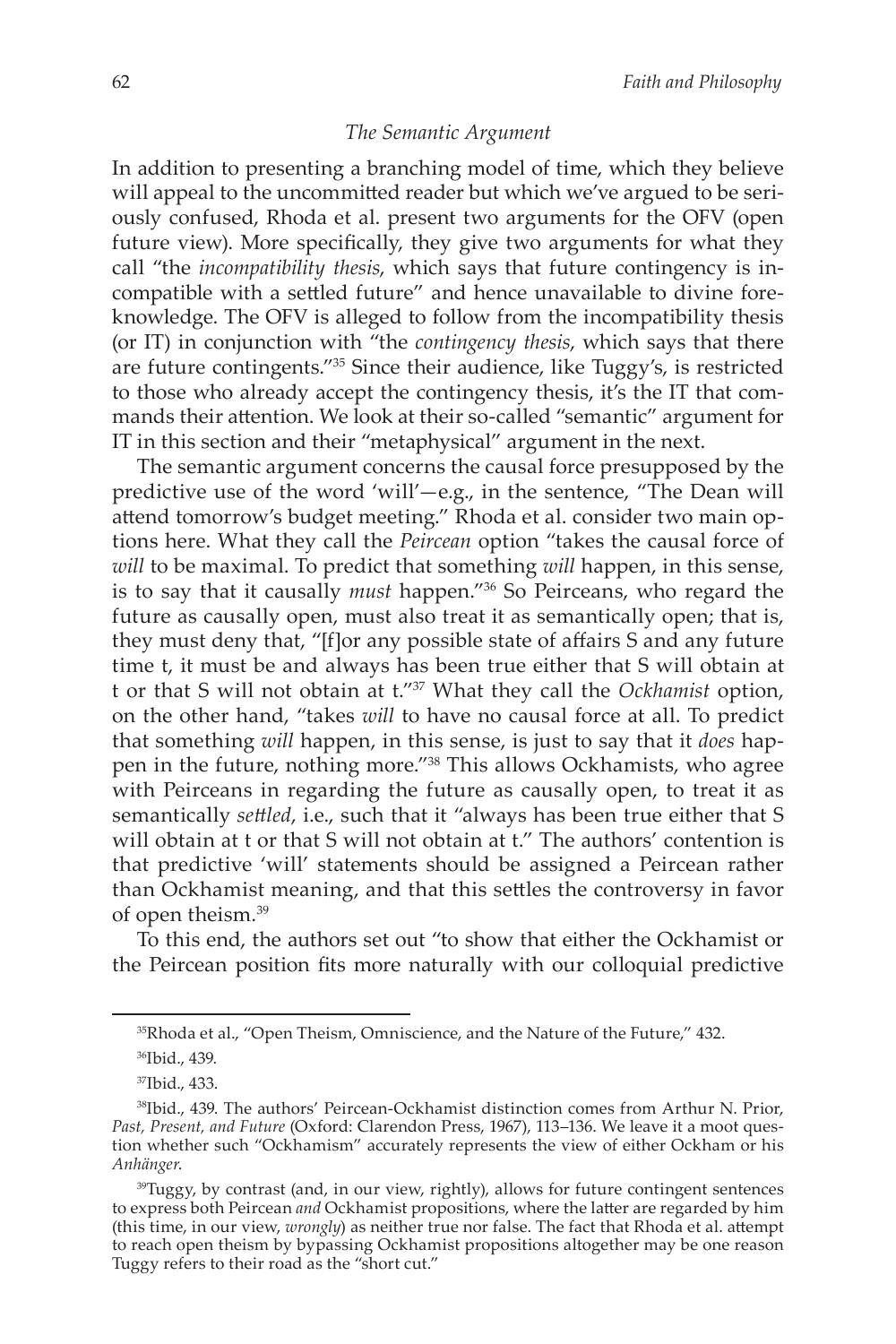### *The Semantic Argument*

In addition to presenting a branching model of time, which they believe will appeal to the uncommitted reader but which we've argued to be seriously confused, Rhoda et al. present two arguments for the OFV (open future view). More specifically, they give two arguments for what they call "the *incompatibility thesis*, which says that future contingency is incompatible with a settled future" and hence unavailable to divine foreknowledge. The OFV is alleged to follow from the incompatibility thesis (or IT) in conjunction with "the *contingency thesis*, which says that there are future contingents."[35] Since their audience, like Tuggy's, is restricted to those who already accept the contingency thesis, it's the IT that commands their attention. We look at their so-called "semantic" argument for IT in this section and their "metaphysical" argument in the next.

The semantic argument concerns the causal force presupposed by the predictive use of the word 'will'—e.g., in the sentence, "The Dean will attend tomorrow's budget meeting." Rhoda et al. consider two main options here. What they call the *Peircean* option "takes the causal force of *will* to be maximal. To predict that something *will* happen, in this sense, is to say that it causally *must* happen."[36] So Peirceans, who regard the future as causally open, must also treat it as semantically open; that is, they must deny that, "[f]or any possible state of affairs S and any future time t, it must be and always has been true either that S will obtain at t or that S will not obtain at t."[37] What they call the *Ockhamist* option, on the other hand, "takes *will* to have no causal force at all. To predict that something *will* happen, in this sense, is just to say that it *does* happen in the future, nothing more."[38] This allows Ockhamists, who agree with Peirceans in regarding the future as causally open, to treat it as semantically *settled*, i.e., such that it "always has been true either that S will obtain at t or that S will not obtain at t." The authors' contention is that predictive 'will' statements should be assigned a Peircean rather than Ockhamist meaning, and that this settles the controversy in favor of open theism.[39]

To this end, the authors set out "to show that either the Ockhamist or the Peircean position fits more naturally with our colloquial predictive

---

[35] Rhoda et al., "Open Theism, Omniscience, and the Nature of the Future," 432.

[36] Ibid., 439.

[37] Ibid., 433.

[38] Ibid., 439. The authors' Peircean-Ockhamist distinction comes from Arthur N. Prior, *Past, Present, and Future* (Oxford: Clarendon Press, 1967), 113–136. We leave it a moot question whether such "Ockhamism" accurately represents the view of either Ockham or his *Anhänger*.

[39] Tuggy, by contrast (and, in our view, rightly), allows for future contingent sentences to express both Peircean *and* Ockhamist propositions, where the latter are regarded by him (this time, in our view, *wrongly*) as neither true nor false. The fact that Rhoda et al. attempt to reach open theism by bypassing Ockhamist propositions altogether may be one reason Tuggy refers to their road as the "short cut."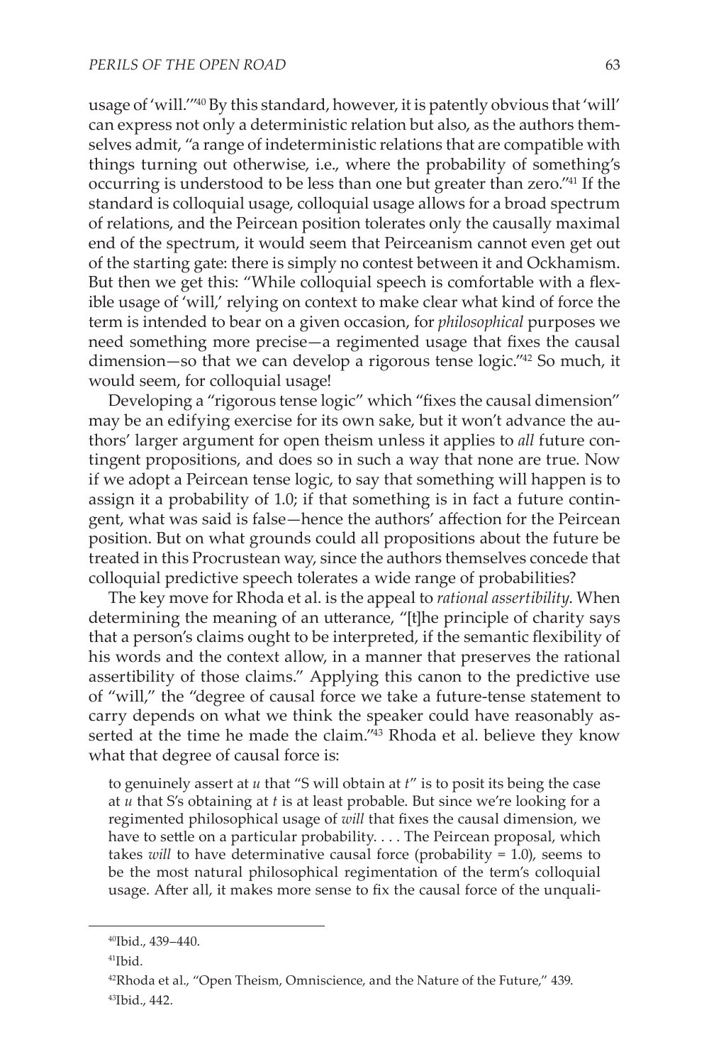usage of 'will.'"[40] By this standard, however, it is patently obvious that 'will' can express not only a deterministic relation but also, as the authors themselves admit, "a range of indeterministic relations that are compatible with things turning out otherwise, i.e., where the probability of something's occurring is understood to be less than one but greater than zero."[41] If the standard is colloquial usage, colloquial usage allows for a broad spectrum of relations, and the Peircean position tolerates only the causally maximal end of the spectrum, it would seem that Peirceanism cannot even get out of the starting gate: there is simply no contest between it and Ockhamism. But then we get this: "While colloquial speech is comfortable with a flexible usage of 'will,' relying on context to make clear what kind of force the term is intended to bear on a given occasion, for *philosophical* purposes we need something more precise—a regimented usage that fixes the causal dimension—so that we can develop a rigorous tense logic."[42] So much, it would seem, for colloquial usage!

Developing a "rigorous tense logic" which "fixes the causal dimension" may be an edifying exercise for its own sake, but it won't advance the authors' larger argument for open theism unless it applies to *all* future contingent propositions, and does so in such a way that none are true. Now if we adopt a Peircean tense logic, to say that something will happen is to assign it a probability of 1.0; if that something is in fact a future contingent, what was said is false—hence the authors' affection for the Peircean position. But on what grounds could all propositions about the future be treated in this Procrustean way, since the authors themselves concede that colloquial predictive speech tolerates a wide range of probabilities?

The key move for Rhoda et al. is the appeal to *rational assertibility*. When determining the meaning of an utterance, "[t]he principle of charity says that a person's claims ought to be interpreted, if the semantic flexibility of his words and the context allow, in a manner that preserves the rational assertibility of those claims." Applying this canon to the predictive use of "will," the "degree of causal force we take a future-tense statement to carry depends on what we think the speaker could have reasonably asserted at the time he made the claim."[43] Rhoda et al. believe they know what that degree of causal force is:

> to genuinely assert at *u* that "S will obtain at *t*" is to posit its being the case at *u* that S's obtaining at *t* is at least probable. But since we're looking for a regimented philosophical usage of *will* that fixes the causal dimension, we have to settle on a particular probability. . . . The Peircean proposal, which takes *will* to have determinative causal force (probability = 1.0), seems to be the most natural philosophical regimentation of the term's colloquial usage. After all, it makes more sense to fix the causal force of the unquali-

---

[40] Ibid., 439–440.

[41] Ibid.

[42] Rhoda et al., "Open Theism, Omniscience, and the Nature of the Future," 439.

[43] Ibid., 442.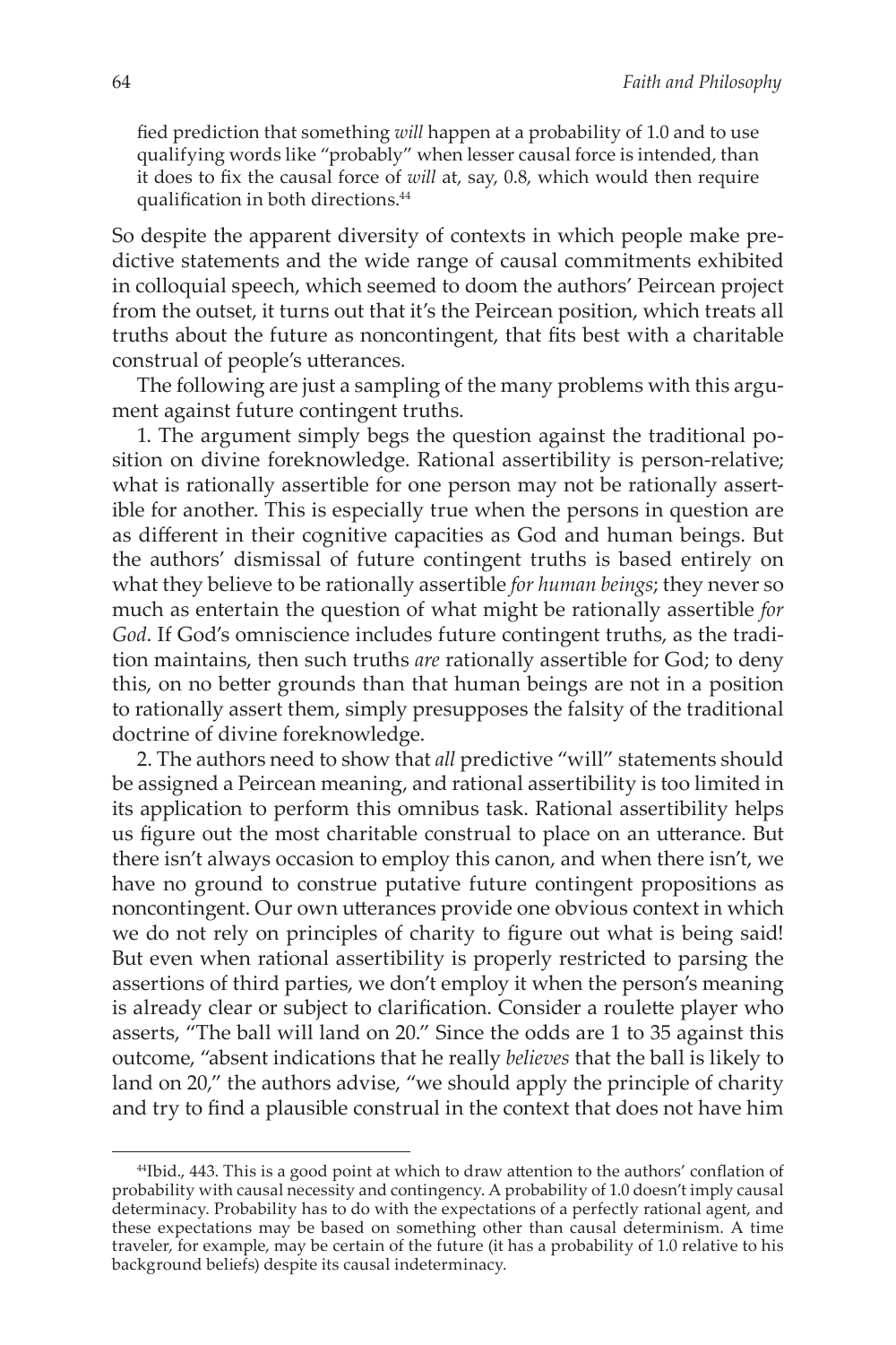fied prediction that something *will* happen at a probability of 1.0 and to use qualifying words like "probably" when lesser causal force is intended, than it does to fix the causal force of *will* at, say, 0.8, which would then require qualification in both directions.[44]

So despite the apparent diversity of contexts in which people make predictive statements and the wide range of causal commitments exhibited in colloquial speech, which seemed to doom the authors' Peircean project from the outset, it turns out that it's the Peircean position, which treats all truths about the future as noncontingent, that fits best with a charitable construal of people's utterances.

The following are just a sampling of the many problems with this argument against future contingent truths.

1. The argument simply begs the question against the traditional position on divine foreknowledge. Rational assertibility is person-relative; what is rationally assertible for one person may not be rationally assertible for another. This is especially true when the persons in question are as different in their cognitive capacities as God and human beings. But the authors' dismissal of future contingent truths is based entirely on what they believe to be rationally assertible *for human beings*; they never so much as entertain the question of what might be rationally assertible *for God*. If God's omniscience includes future contingent truths, as the tradition maintains, then such truths *are* rationally assertible for God; to deny this, on no better grounds than that human beings are not in a position to rationally assert them, simply presupposes the falsity of the traditional doctrine of divine foreknowledge.

2. The authors need to show that *all* predictive "will" statements should be assigned a Peircean meaning, and rational assertibility is too limited in its application to perform this omnibus task. Rational assertibility helps us figure out the most charitable construal to place on an utterance. But there isn't always occasion to employ this canon, and when there isn't, we have no ground to construe putative future contingent propositions as noncontingent. Our own utterances provide one obvious context in which we do not rely on principles of charity to figure out what is being said! But even when rational assertibility is properly restricted to parsing the assertions of third parties, we don't employ it when the person's meaning is already clear or subject to clarification. Consider a roulette player who asserts, "The ball will land on 20." Since the odds are 1 to 35 against this outcome, "absent indications that he really *believes* that the ball is likely to land on 20," the authors advise, "we should apply the principle of charity and try to find a plausible construal in the context that does not have him

---

[44]Ibid., 443. This is a good point at which to draw attention to the authors' conflation of probability with causal necessity and contingency. A probability of 1.0 doesn't imply causal determinacy. Probability has to do with the expectations of a perfectly rational agent, and these expectations may be based on something other than causal determinism. A time traveler, for example, may be certain of the future (it has a probability of 1.0 relative to his background beliefs) despite its causal indeterminacy.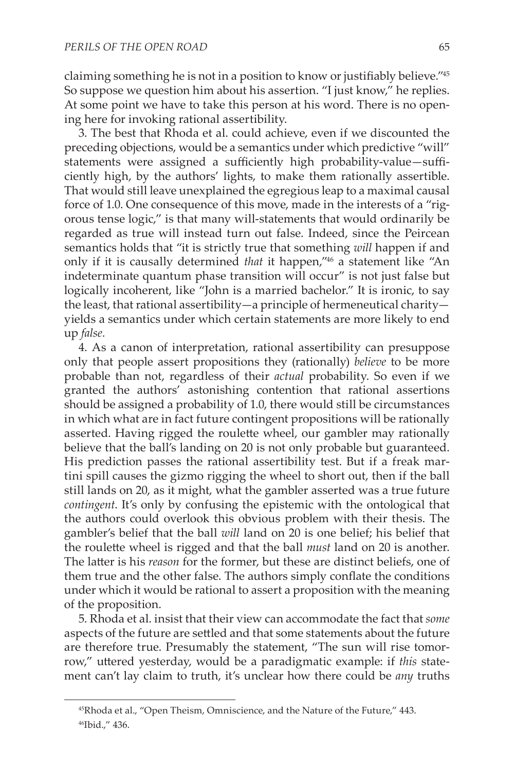claiming something he is not in a position to know or justifiably believe."[45] So suppose we question him about his assertion. "I just know," he replies. At some point we have to take this person at his word. There is no opening here for invoking rational assertibility.

3. The best that Rhoda et al. could achieve, even if we discounted the preceding objections, would be a semantics under which predictive "will" statements were assigned a sufficiently high probability-value—sufficiently high, by the authors' lights, to make them rationally assertible. That would still leave unexplained the egregious leap to a maximal causal force of 1.0. One consequence of this move, made in the interests of a "rigorous tense logic," is that many will-statements that would ordinarily be regarded as true will instead turn out false. Indeed, since the Peircean semantics holds that "it is strictly true that something *will* happen if and only if it is causally determined *that* it happen,"[46] a statement like "An indeterminate quantum phase transition will occur" is not just false but logically incoherent, like "John is a married bachelor." It is ironic, to say the least, that rational assertibility—a principle of hermeneutical charity—yields a semantics under which certain statements are more likely to end up *false*.

4. As a canon of interpretation, rational assertibility can presuppose only that people assert propositions they (rationally) *believe* to be more probable than not, regardless of their *actual* probability. So even if we granted the authors' astonishing contention that rational assertions should be assigned a probability of 1.0, there would still be circumstances in which what are in fact future contingent propositions will be rationally asserted. Having rigged the roulette wheel, our gambler may rationally believe that the ball's landing on 20 is not only probable but guaranteed. His prediction passes the rational assertibility test. But if a freak martini spill causes the gizmo rigging the wheel to short out, then if the ball still lands on 20, as it might, what the gambler asserted was a true future *contingent*. It's only by confusing the epistemic with the ontological that the authors could overlook this obvious problem with their thesis. The gambler's belief that the ball *will* land on 20 is one belief; his belief that the roulette wheel is rigged and that the ball *must* land on 20 is another. The latter is his *reason* for the former, but these are distinct beliefs, one of them true and the other false. The authors simply conflate the conditions under which it would be rational to assert a proposition with the meaning of the proposition.

5. Rhoda et al. insist that their view can accommodate the fact that *some* aspects of the future are settled and that some statements about the future are therefore true. Presumably the statement, "The sun will rise tomorrow," uttered yesterday, would be a paradigmatic example: if *this* statement can't lay claim to truth, it's unclear how there could be *any* truths

---

[45] Rhoda et al., "Open Theism, Omniscience, and the Nature of the Future," 443.

[46] Ibid.," 436.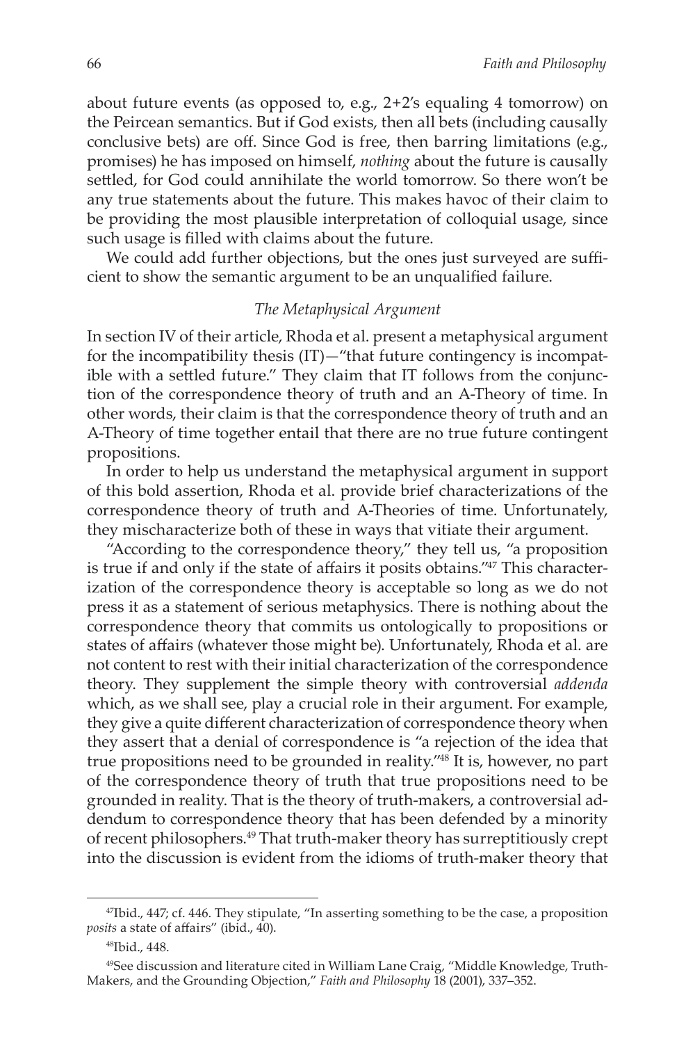about future events (as opposed to, e.g., 2+2's equaling 4 tomorrow) on the Peircean semantics. But if God exists, then all bets (including causally conclusive bets) are off. Since God is free, then barring limitations (e.g., promises) he has imposed on himself, *nothing* about the future is causally settled, for God could annihilate the world tomorrow. So there won't be any true statements about the future. This makes havoc of their claim to be providing the most plausible interpretation of colloquial usage, since such usage is filled with claims about the future.

We could add further objections, but the ones just surveyed are sufficient to show the semantic argument to be an unqualified failure.

### *The Metaphysical Argument*

In section IV of their article, Rhoda et al. present a metaphysical argument for the incompatibility thesis (IT)—"that future contingency is incompatible with a settled future." They claim that IT follows from the conjunction of the correspondence theory of truth and an A-Theory of time. In other words, their claim is that the correspondence theory of truth and an A-Theory of time together entail that there are no true future contingent propositions.

In order to help us understand the metaphysical argument in support of this bold assertion, Rhoda et al. provide brief characterizations of the correspondence theory of truth and A-Theories of time. Unfortunately, they mischaracterize both of these in ways that vitiate their argument.

"According to the correspondence theory," they tell us, "a proposition is true if and only if the state of affairs it posits obtains."[47] This characterization of the correspondence theory is acceptable so long as we do not press it as a statement of serious metaphysics. There is nothing about the correspondence theory that commits us ontologically to propositions or states of affairs (whatever those might be). Unfortunately, Rhoda et al. are not content to rest with their initial characterization of the correspondence theory. They supplement the simple theory with controversial *addenda* which, as we shall see, play a crucial role in their argument. For example, they give a quite different characterization of correspondence theory when they assert that a denial of correspondence is "a rejection of the idea that true propositions need to be grounded in reality."[48] It is, however, no part of the correspondence theory of truth that true propositions need to be grounded in reality. That is the theory of truth-makers, a controversial addendum to correspondence theory that has been defended by a minority of recent philosophers.[49] That truth-maker theory has surreptitiously crept into the discussion is evident from the idioms of truth-maker theory that

---

[47] Ibid., 447; cf. 446. They stipulate, "In asserting something to be the case, a proposition *posits* a state of affairs" (ibid., 40).

[48] Ibid., 448.

[49] See discussion and literature cited in William Lane Craig, "Middle Knowledge, Truth-Makers, and the Grounding Objection," *Faith and Philosophy* 18 (2001), 337–352.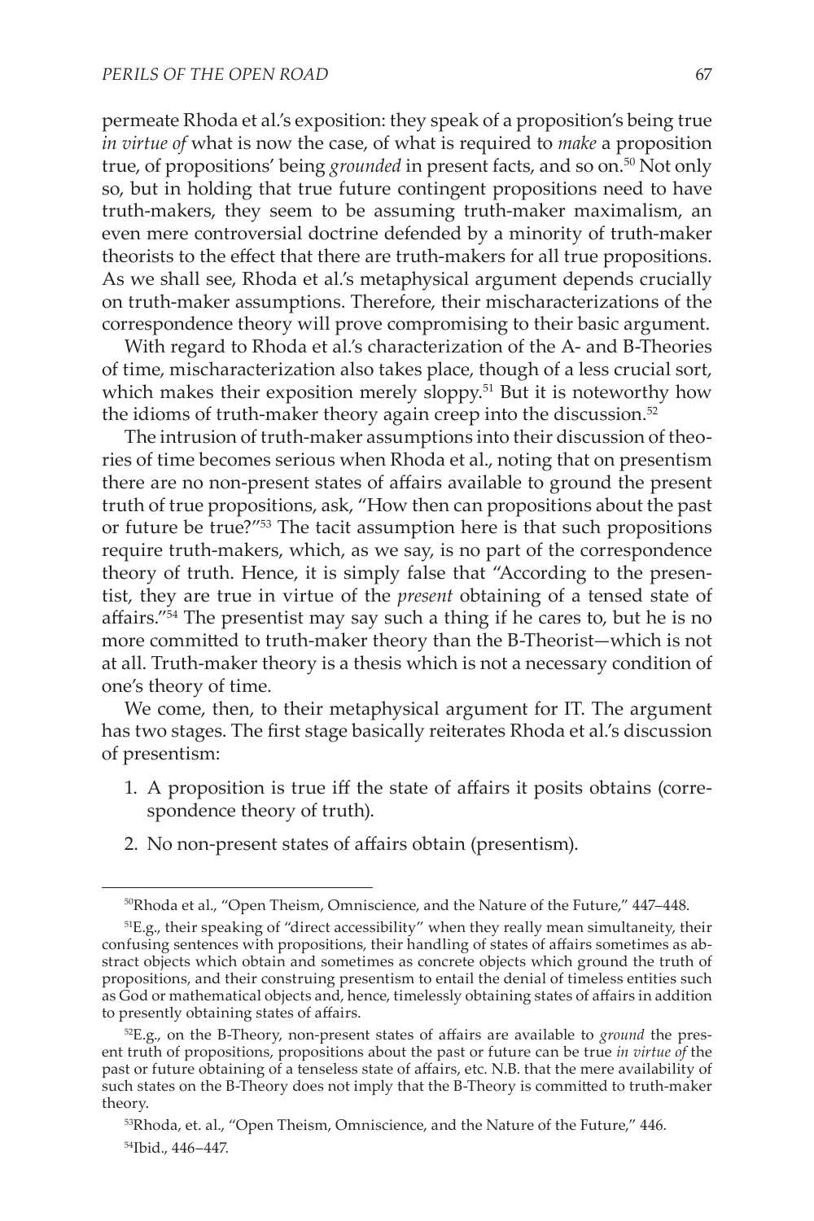permeate Rhoda et al.'s exposition: they speak of a proposition's being true *in virtue of* what is now the case, of what is required to *make* a proposition true, of propositions' being *grounded* in present facts, and so on.[50] Not only so, but in holding that true future contingent propositions need to have truth-makers, they seem to be assuming truth-maker maximalism, an even mere controversial doctrine defended by a minority of truth-maker theorists to the effect that there are truth-makers for all true propositions. As we shall see, Rhoda et al.'s metaphysical argument depends crucially on truth-maker assumptions. Therefore, their mischaracterizations of the correspondence theory will prove compromising to their basic argument.

With regard to Rhoda et al.'s characterization of the A- and B-Theories of time, mischaracterization also takes place, though of a less crucial sort, which makes their exposition merely sloppy.[51] But it is noteworthy how the idioms of truth-maker theory again creep into the discussion.[52]

The intrusion of truth-maker assumptions into their discussion of theories of time becomes serious when Rhoda et al., noting that on presentism there are no non-present states of affairs available to ground the present truth of true propositions, ask, "How then can propositions about the past or future be true?"[53] The tacit assumption here is that such propositions require truth-makers, which, as we say, is no part of the correspondence theory of truth. Hence, it is simply false that "According to the presentist, they are true in virtue of the *present* obtaining of a tensed state of affairs."[54] The presentist may say such a thing if he cares to, but he is no more committed to truth-maker theory than the B-Theorist—which is not at all. Truth-maker theory is a thesis which is not a necessary condition of one's theory of time.

We come, then, to their metaphysical argument for IT. The argument has two stages. The first stage basically reiterates Rhoda et al.'s discussion of presentism:

1. A proposition is true iff the state of affairs it posits obtains (correspondence theory of truth).
2. No non-present states of affairs obtain (presentism).

---

[50] Rhoda et al., "Open Theism, Omniscience, and the Nature of the Future," 447–448.

[51] E.g., their speaking of "direct accessibility" when they really mean simultaneity, their confusing sentences with propositions, their handling of states of affairs sometimes as abstract objects which obtain and sometimes as concrete objects which ground the truth of propositions, and their construing presentism to entail the denial of timeless entities such as God or mathematical objects and, hence, timelessly obtaining states of affairs in addition to presently obtaining states of affairs.

[52] E.g., on the B-Theory, non-present states of affairs are available to *ground* the present truth of propositions, propositions about the past or future can be true *in virtue of* the past or future obtaining of a tenseless state of affairs, etc. N.B. that the mere availability of such states on the B-Theory does not imply that the B-Theory is committed to truth-maker theory.

[53] Rhoda, et. al., "Open Theism, Omniscience, and the Nature of the Future," 446.

[54] Ibid., 446–447.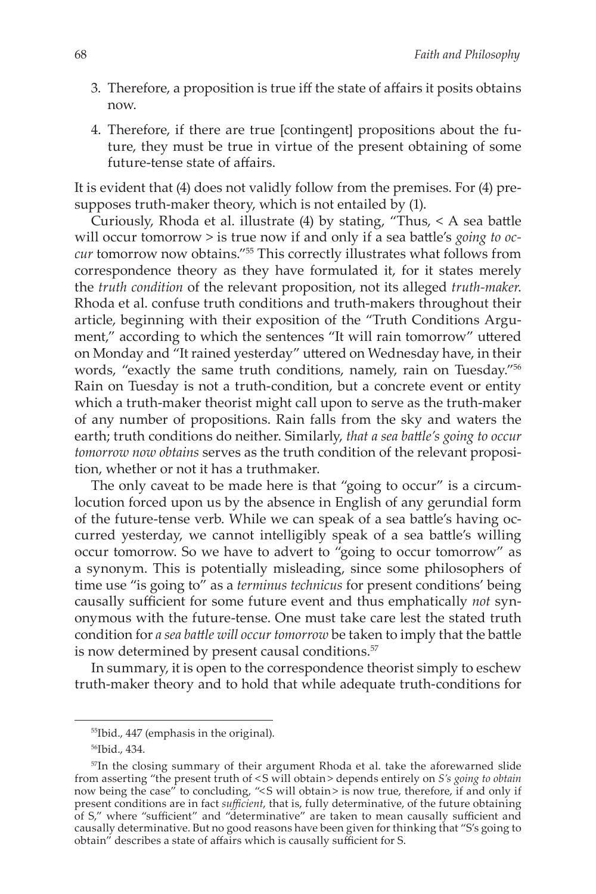3. Therefore, a proposition is true iff the state of affairs it posits obtains now.
4. Therefore, if there are true [contingent] propositions about the future, they must be true in virtue of the present obtaining of some future-tense state of affairs.

It is evident that (4) does not validly follow from the premises. For (4) presupposes truth-maker theory, which is not entailed by (1).

Curiously, Rhoda et al. illustrate (4) by stating, "Thus, < A sea battle will occur tomorrow > is true now if and only if a sea battle's *going to occur* tomorrow now obtains."[55] This correctly illustrates what follows from correspondence theory as they have formulated it, for it states merely the *truth condition* of the relevant proposition, not its alleged *truth-maker*. Rhoda et al. confuse truth conditions and truth-makers throughout their article, beginning with their exposition of the "Truth Conditions Argument," according to which the sentences "It will rain tomorrow" uttered on Monday and "It rained yesterday" uttered on Wednesday have, in their words, "exactly the same truth conditions, namely, rain on Tuesday."[56] Rain on Tuesday is not a truth-condition, but a concrete event or entity which a truth-maker theorist might call upon to serve as the truth-maker of any number of propositions. Rain falls from the sky and waters the earth; truth conditions do neither. Similarly, *that a sea battle's going to occur tomorrow now obtains* serves as the truth condition of the relevant proposition, whether or not it has a truthmaker.

The only caveat to be made here is that "going to occur" is a circumlocution forced upon us by the absence in English of any gerundial form of the future-tense verb. While we can speak of a sea battle's having occurred yesterday, we cannot intelligibly speak of a sea battle's willing occur tomorrow. So we have to advert to "going to occur tomorrow" as a synonym. This is potentially misleading, since some philosophers of time use "is going to" as a *terminus technicus* for present conditions' being causally sufficient for some future event and thus emphatically *not* synonymous with the future-tense. One must take care lest the stated truth condition for *a sea battle will occur tomorrow* be taken to imply that the battle is now determined by present causal conditions.[57]

In summary, it is open to the correspondence theorist simply to eschew truth-maker theory and to hold that while adequate truth-conditions for

---

[55] Ibid., 447 (emphasis in the original).

[56] Ibid., 434.

[57] In the closing summary of their argument Rhoda et al. take the aforewarned slide from asserting "the present truth of <S will obtain> depends entirely on *S's going to obtain* now being the case" to concluding, "<S will obtain> is now true, therefore, if and only if present conditions are in fact *sufficient*, that is, fully determinative, of the future obtaining of S," where "sufficient" and "determinative" are taken to mean causally sufficient and causally determinative. But no good reasons have been given for thinking that "S's going to obtain" describes a state of affairs which is causally sufficient for S.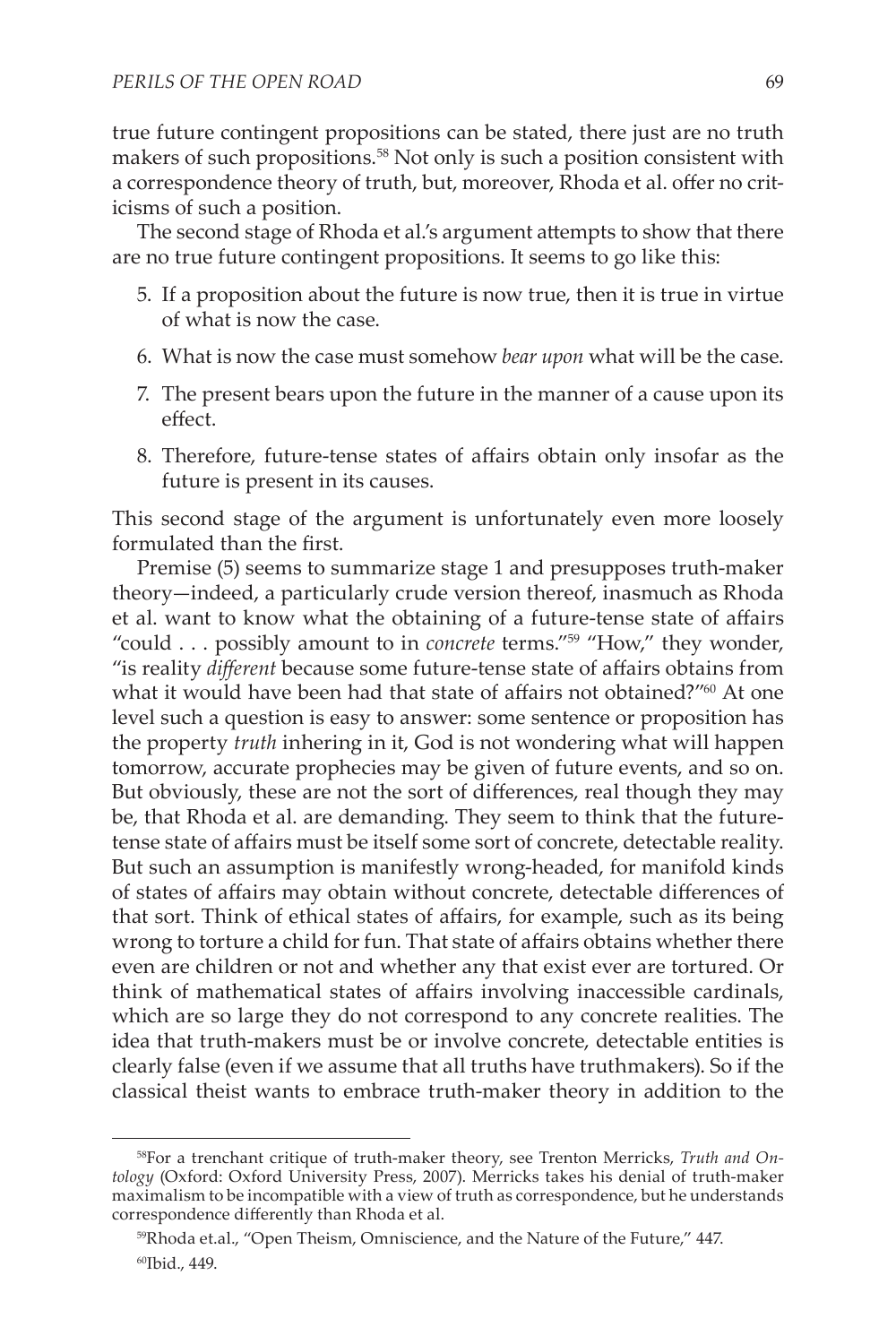true future contingent propositions can be stated, there just are no truth makers of such propositions.[58] Not only is such a position consistent with a correspondence theory of truth, but, moreover, Rhoda et al. offer no criticisms of such a position.

The second stage of Rhoda et al.'s argument attempts to show that there are no true future contingent propositions. It seems to go like this:

5. If a proposition about the future is now true, then it is true in virtue of what is now the case.
6. What is now the case must somehow *bear upon* what will be the case.
7. The present bears upon the future in the manner of a cause upon its effect.
8. Therefore, future-tense states of affairs obtain only insofar as the future is present in its causes.

This second stage of the argument is unfortunately even more loosely formulated than the first.

Premise (5) seems to summarize stage 1 and presupposes truth-maker theory—indeed, a particularly crude version thereof, inasmuch as Rhoda et al. want to know what the obtaining of a future-tense state of affairs "could . . . possibly amount to in *concrete* terms."[59] "How," they wonder, "is reality *different* because some future-tense state of affairs obtains from what it would have been had that state of affairs not obtained?"[60] At one level such a question is easy to answer: some sentence or proposition has the property *truth* inhering in it, God is not wondering what will happen tomorrow, accurate prophecies may be given of future events, and so on. But obviously, these are not the sort of differences, real though they may be, that Rhoda et al. are demanding. They seem to think that the future-tense state of affairs must be itself some sort of concrete, detectable reality. But such an assumption is manifestly wrong-headed, for manifold kinds of states of affairs may obtain without concrete, detectable differences of that sort. Think of ethical states of affairs, for example, such as its being wrong to torture a child for fun. That state of affairs obtains whether there even are children or not and whether any that exist ever are tortured. Or think of mathematical states of affairs involving inaccessible cardinals, which are so large they do not correspond to any concrete realities. The idea that truth-makers must be or involve concrete, detectable entities is clearly false (even if we assume that all truths have truthmakers). So if the classical theist wants to embrace truth-maker theory in addition to the

[58] For a trenchant critique of truth-maker theory, see Trenton Merricks, *Truth and Ontology* (Oxford: Oxford University Press, 2007). Merricks takes his denial of truth-maker maximalism to be incompatible with a view of truth as correspondence, but he understands correspondence differently than Rhoda et al.

[59] Rhoda et.al., "Open Theism, Omniscience, and the Nature of the Future," 447.

[60] Ibid., 449.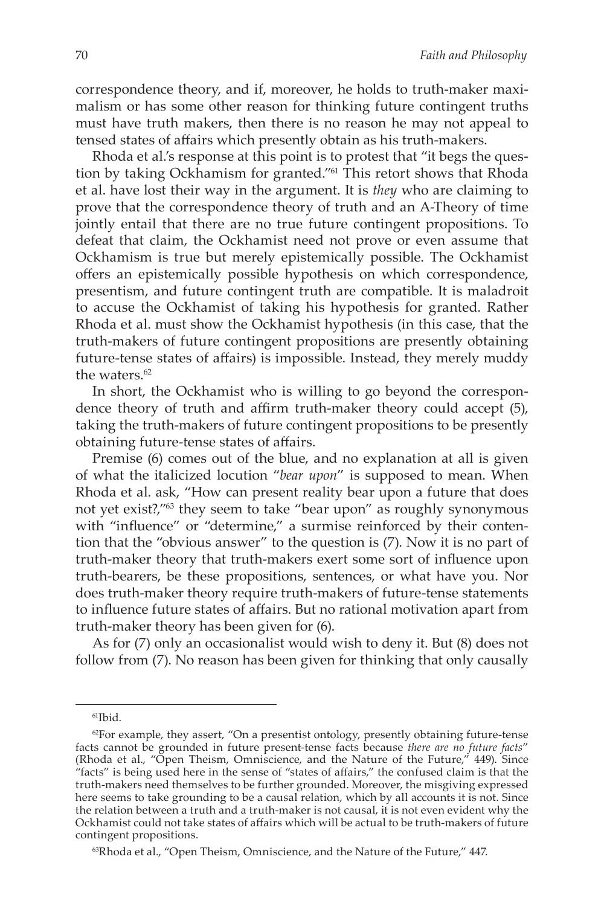correspondence theory, and if, moreover, he holds to truth-maker maximalism or has some other reason for thinking future contingent truths must have truth makers, then there is no reason he may not appeal to tensed states of affairs which presently obtain as his truth-makers.

Rhoda et al.'s response at this point is to protest that "it begs the question by taking Ockhamism for granted."[61] This retort shows that Rhoda et al. have lost their way in the argument. It is *they* who are claiming to prove that the correspondence theory of truth and an A-Theory of time jointly entail that there are no true future contingent propositions. To defeat that claim, the Ockhamist need not prove or even assume that Ockhamism is true but merely epistemically possible. The Ockhamist offers an epistemically possible hypothesis on which correspondence, presentism, and future contingent truth are compatible. It is maladroit to accuse the Ockhamist of taking his hypothesis for granted. Rather Rhoda et al. must show the Ockhamist hypothesis (in this case, that the truth-makers of future contingent propositions are presently obtaining future-tense states of affairs) is impossible. Instead, they merely muddy the waters.[62]

In short, the Ockhamist who is willing to go beyond the correspondence theory of truth and affirm truth-maker theory could accept (5), taking the truth-makers of future contingent propositions to be presently obtaining future-tense states of affairs.

Premise (6) comes out of the blue, and no explanation at all is given of what the italicized locution "*bear upon*" is supposed to mean. When Rhoda et al. ask, "How can present reality bear upon a future that does not yet exist?,"[63] they seem to take "bear upon" as roughly synonymous with "influence" or "determine," a surmise reinforced by their contention that the "obvious answer" to the question is (7). Now it is no part of truth-maker theory that truth-makers exert some sort of influence upon truth-bearers, be these propositions, sentences, or what have you. Nor does truth-maker theory require truth-makers of future-tense statements to influence future states of affairs. But no rational motivation apart from truth-maker theory has been given for (6).

As for (7) only an occasionalist would wish to deny it. But (8) does not follow from (7). No reason has been given for thinking that only causally

---

[61]Ibid.

[62]For example, they assert, "On a presentist ontology, presently obtaining future-tense facts cannot be grounded in future present-tense facts because *there are no future facts*" (Rhoda et al., "Open Theism, Omniscience, and the Nature of the Future," 449). Since "facts" is being used here in the sense of "states of affairs," the confused claim is that the truth-makers need themselves to be further grounded. Moreover, the misgiving expressed here seems to take grounding to be a causal relation, which by all accounts it is not. Since the relation between a truth and a truth-maker is not causal, it is not even evident why the Ockhamist could not take states of affairs which will be actual to be truth-makers of future contingent propositions.

[63]Rhoda et al., "Open Theism, Omniscience, and the Nature of the Future," 447.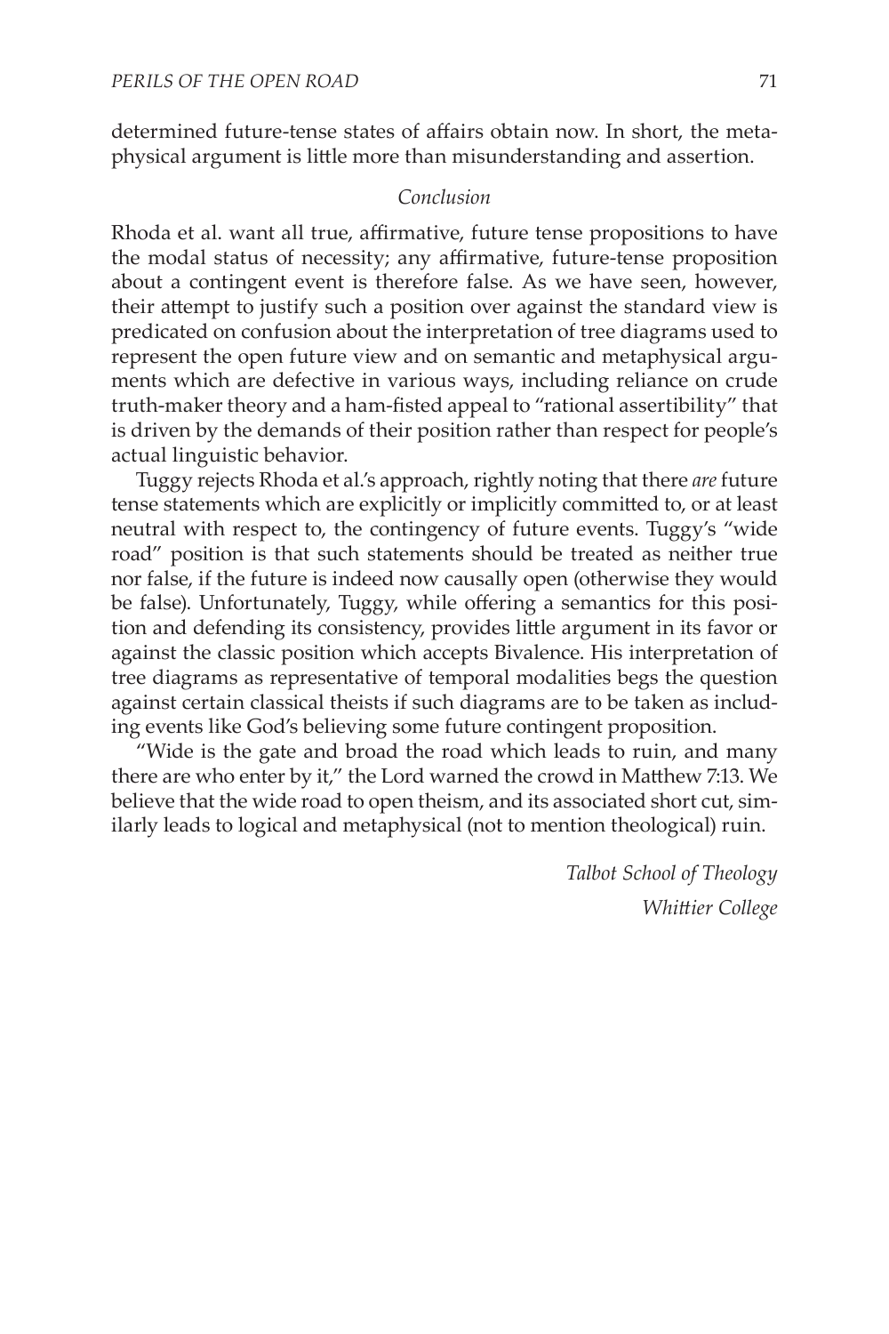determined future-tense states of affairs obtain now. In short, the metaphysical argument is little more than misunderstanding and assertion.

### *Conclusion*

Rhoda et al. want all true, affirmative, future tense propositions to have the modal status of necessity; any affirmative, future-tense proposition about a contingent event is therefore false. As we have seen, however, their attempt to justify such a position over against the standard view is predicated on confusion about the interpretation of tree diagrams used to represent the open future view and on semantic and metaphysical arguments which are defective in various ways, including reliance on crude truth-maker theory and a ham-fisted appeal to "rational assertibility" that is driven by the demands of their position rather than respect for people's actual linguistic behavior.

Tuggy rejects Rhoda et al.'s approach, rightly noting that there *are* future tense statements which are explicitly or implicitly committed to, or at least neutral with respect to, the contingency of future events. Tuggy's "wide road" position is that such statements should be treated as neither true nor false, if the future is indeed now causally open (otherwise they would be false). Unfortunately, Tuggy, while offering a semantics for this position and defending its consistency, provides little argument in its favor or against the classic position which accepts Bivalence. His interpretation of tree diagrams as representative of temporal modalities begs the question against certain classical theists if such diagrams are to be taken as including events like God's believing some future contingent proposition.

"Wide is the gate and broad the road which leads to ruin, and many there are who enter by it," the Lord warned the crowd in Matthew 7:13. We believe that the wide road to open theism, and its associated short cut, similarly leads to logical and metaphysical (not to mention theological) ruin.

*Talbot School of Theology*

*Whittier College*